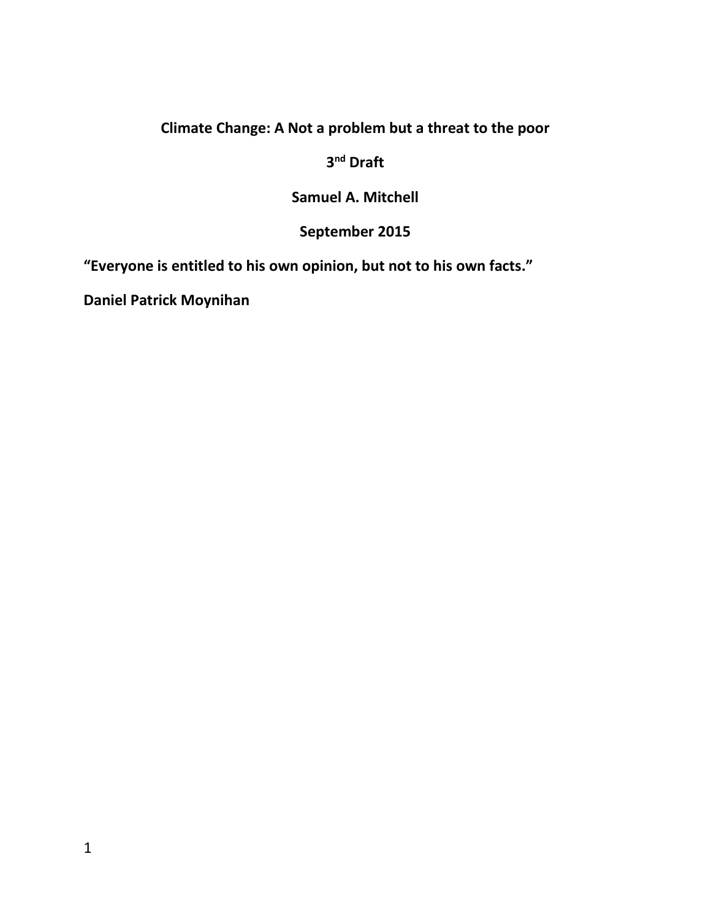# Climate Change: A Not a problem but a threat to the poor

**3nd Draft**

**Samuel A. Mitchell**

**September 2015**

**“Everyone is entitled to his own opinion, but not to his own facts.”**

**Daniel Patrick Moynihan**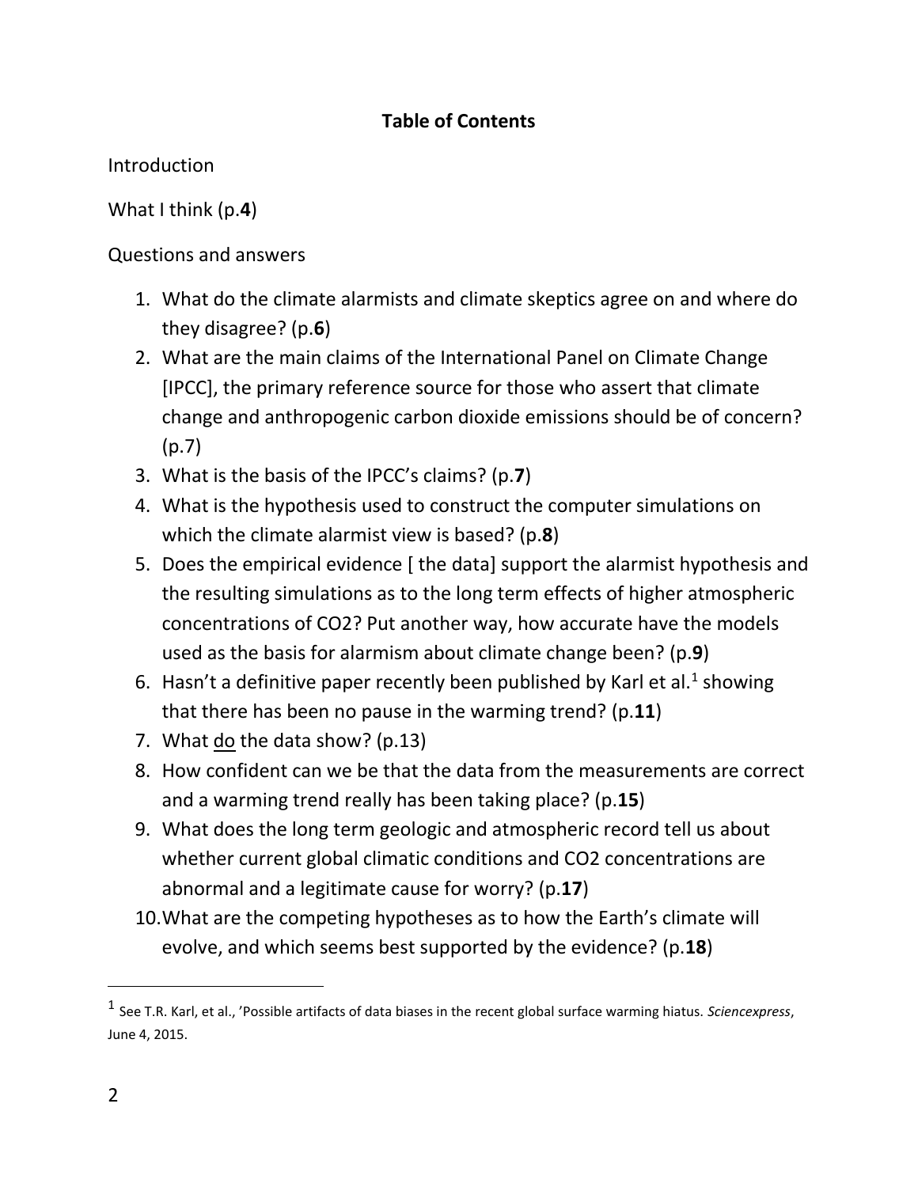## Table of Contents

Introduction

What I think (p.**4**)

Questions and answers

1. What do the climate alarmists and climate skeptics agree on and where do they disagree? (p.**6**)
2. What are the main claims of the International Panel on Climate Change [IPCC], the primary reference source for those who assert that climate change and anthropogenic carbon dioxide emissions should be of concern? (p.7)
3. What is the basis of the IPCC's claims? (p.**7**)
4. What is the hypothesis used to construct the computer simulations on which the climate alarmist view is based? (p.**8**)
5. Does the empirical evidence [ the data] support the alarmist hypothesis and the resulting simulations as to the long term effects of higher atmospheric concentrations of CO2? Put another way, how accurate have the models used as the basis for alarmism about climate change been? (p.**9**)
6. Hasn't a definitive paper recently been published by Karl et al.[1] showing that there has been no pause in the warming trend? (p.**11**)
7. What <u>do</u> the data show? (p.13)
8. How confident can we be that the data from the measurements are correct and a warming trend really has been taking place? (p.**15**)
9. What does the long term geologic and atmospheric record tell us about whether current global climatic conditions and CO2 concentrations are abnormal and a legitimate cause for worry? (p.**17**)
10. What are the competing hypotheses as to how the Earth's climate will evolve, and which seems best supported by the evidence? (p.**18**)

---

[1] See T.R. Karl, et al., 'Possible artifacts of data biases in the recent global surface warming hiatus. *Sciencexpress*, June 4, 2015.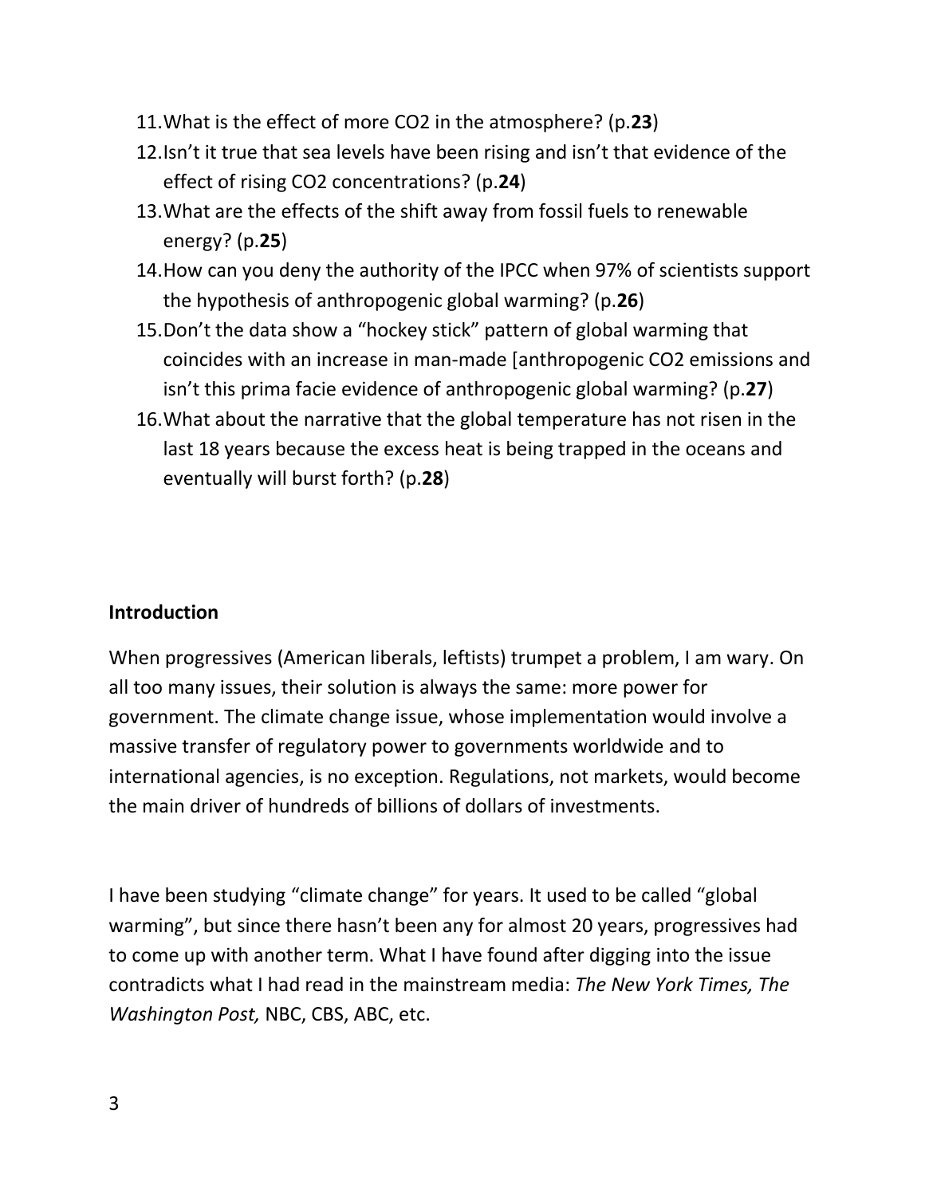11. What is the effect of more $CO_2$ in the atmosphere? (p.**23**)
12. Isn't it true that sea levels have been rising and isn't that evidence of the effect of rising $CO_2$ concentrations? (p.**24**)
13. What are the effects of the shift away from fossil fuels to renewable energy? (p.**25**)
14. How can you deny the authority of the IPCC when 97% of scientists support the hypothesis of anthropogenic global warming? (p.**26**)
15. Don't the data show a "hockey stick" pattern of global warming that coincides with an increase in man-made [anthropogenic $CO_2$ emissions and isn't this prima facie evidence of anthropogenic global warming? (p.**27**)
16. What about the narrative that the global temperature has not risen in the last 18 years because the excess heat is being trapped in the oceans and eventually will burst forth? (p.**28**)

**Introduction**

When progressives (American liberals, leftists) trumpet a problem, I am wary. On all too many issues, their solution is always the same: more power for government. The climate change issue, whose implementation would involve a massive transfer of regulatory power to governments worldwide and to international agencies, is no exception. Regulations, not markets, would become the main driver of hundreds of billions of dollars of investments.

I have been studying "climate change" for years. It used to be called "global warming", but since there hasn't been any for almost 20 years, progressives had to come up with another term. What I have found after digging into the issue contradicts what I had read in the mainstream media: *The New York Times, The Washington Post,* NBC, CBS, ABC, etc.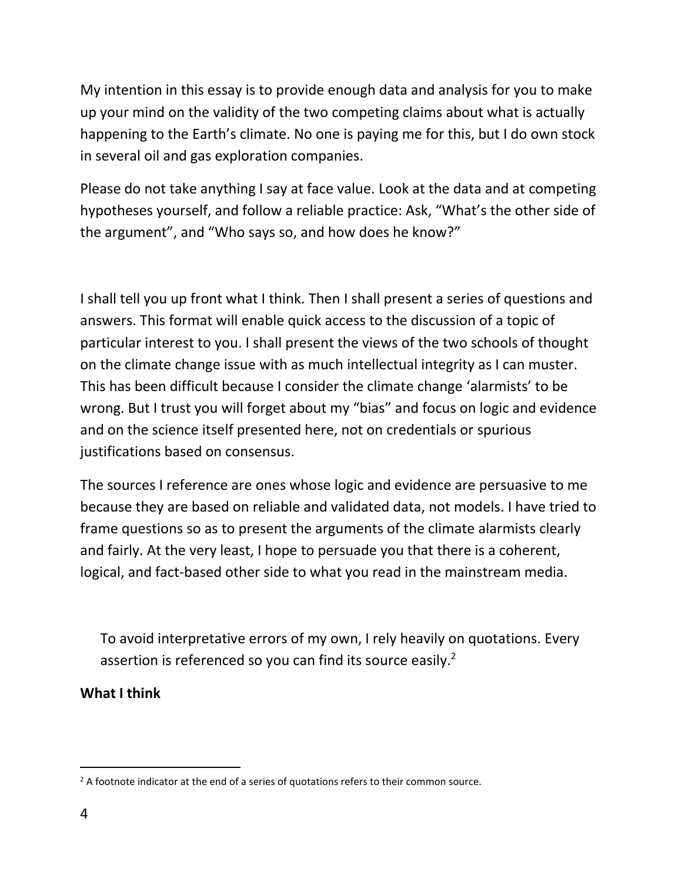My intention in this essay is to provide enough data and analysis for you to make up your mind on the validity of the two competing claims about what is actually happening to the Earth's climate. No one is paying me for this, but I do own stock in several oil and gas exploration companies.

Please do not take anything I say at face value. Look at the data and at competing hypotheses yourself, and follow a reliable practice: Ask, "What's the other side of the argument", and "Who says so, and how does he know?"

I shall tell you up front what I think. Then I shall present a series of questions and answers. This format will enable quick access to the discussion of a topic of particular interest to you. I shall present the views of the two schools of thought on the climate change issue with as much intellectual integrity as I can muster. This has been difficult because I consider the climate change 'alarmists' to be wrong. But I trust you will forget about my "bias" and focus on logic and evidence and on the science itself presented here, not on credentials or spurious justifications based on consensus.

The sources I reference are ones whose logic and evidence are persuasive to me because they are based on reliable and validated data, not models. I have tried to frame questions so as to present the arguments of the climate alarmists clearly and fairly. At the very least, I hope to persuade you that there is a coherent, logical, and fact-based other side to what you read in the mainstream media.

> To avoid interpretative errors of my own, I rely heavily on quotations. Every assertion is referenced so you can find its source easily.[2]

**What I think**

[2] A footnote indicator at the end of a series of quotations refers to their common source.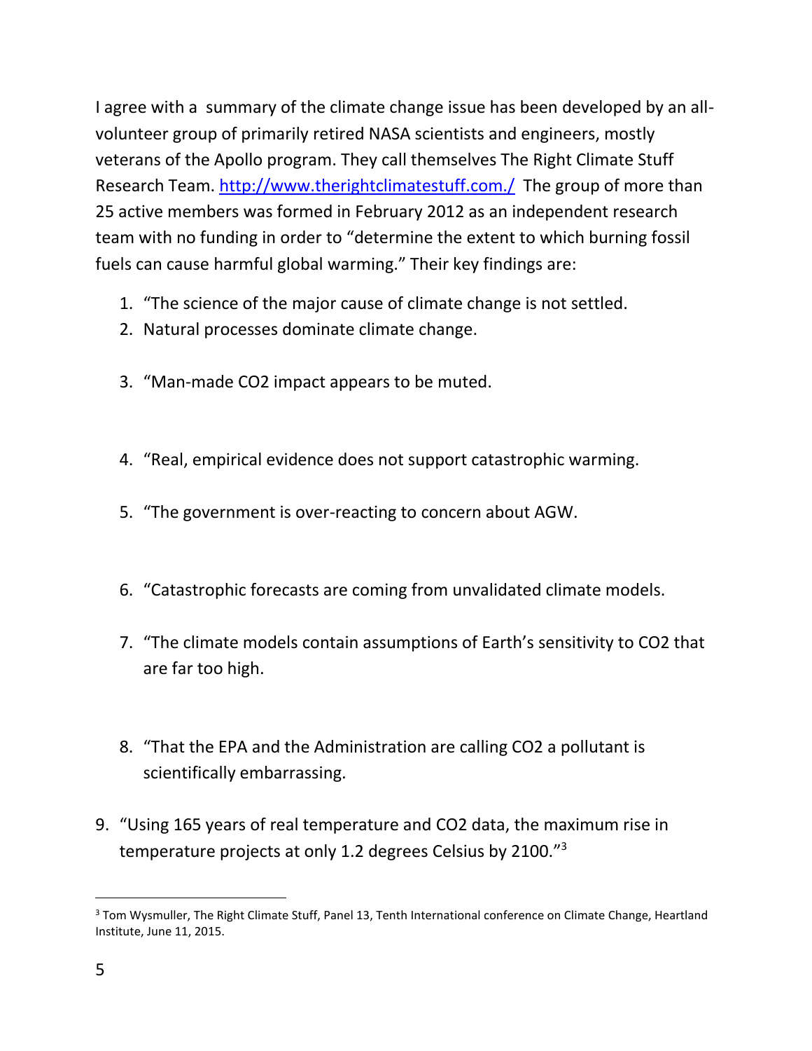I agree with a  summary of the climate change issue has been developed by an all-volunteer group of primarily retired NASA scientists and engineers, mostly veterans of the Apollo program. They call themselves The Right Climate Stuff Research Team. http://www.therightclimatestuff.com./ The group of more than 25 active members was formed in February 2012 as an independent research team with no funding in order to "determine the extent to which burning fossil fuels can cause harmful global warming." Their key findings are:

1. "The science of the major cause of climate change is not settled.
2. Natural processes dominate climate change.
3. "Man-made $CO_2$ impact appears to be muted.
4. "Real, empirical evidence does not support catastrophic warming.
5. "The government is over-reacting to concern about AGW.
6. "Catastrophic forecasts are coming from unvalidated climate models.
7. "The climate models contain assumptions of Earth's sensitivity to $CO_2$ that are far too high.
8. "That the EPA and the Administration are calling $CO_2$ a pollutant is scientifically embarrassing.
9. "Using 165 years of real temperature and $CO_2$ data, the maximum rise in temperature projects at only 1.2 degrees Celsius by 2100."[3]

---

[3] Tom Wysmuller, The Right Climate Stuff, Panel 13, Tenth International conference on Climate Change, Heartland Institute, June 11, 2015.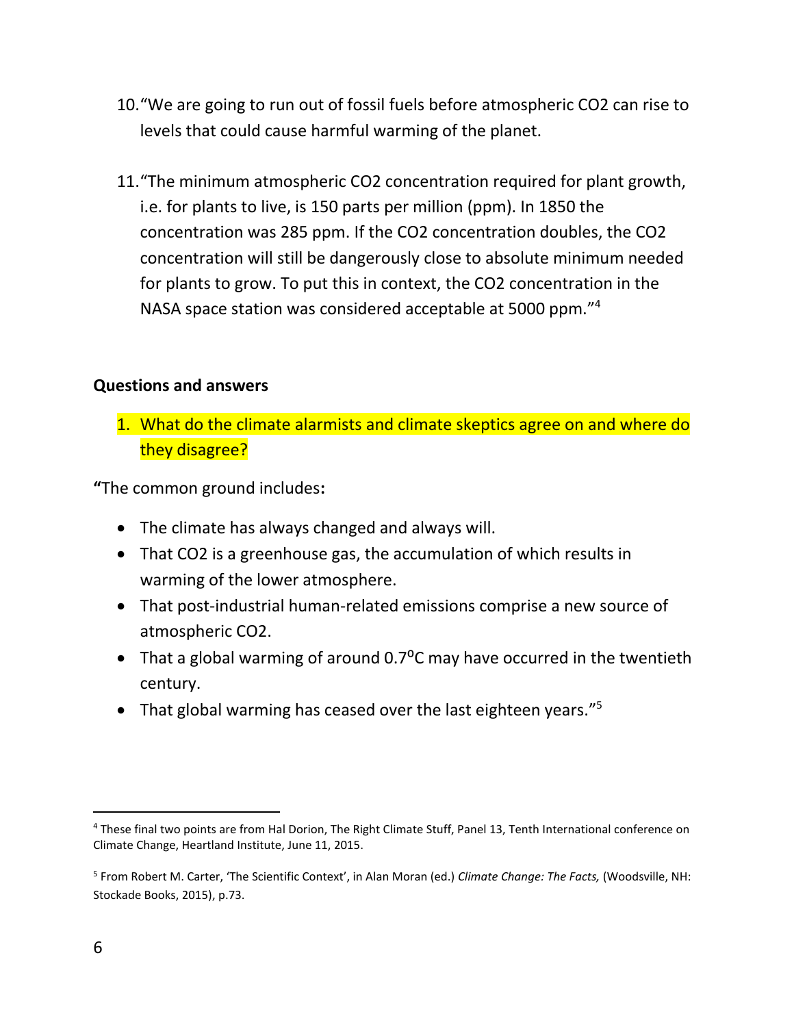10. "We are going to run out of fossil fuels before atmospheric $CO_2$ can rise to levels that could cause harmful warming of the planet.

11. "The minimum atmospheric $CO_2$ concentration required for plant growth, i.e. for plants to live, is 150 parts per million (ppm). In 1850 the concentration was 285 ppm. If the $CO_2$ concentration doubles, the $CO_2$ concentration will still be dangerously close to absolute minimum needed for plants to grow. To put this in context, the $CO_2$ concentration in the NASA space station was considered acceptable at 5000 ppm."[4]

## Questions and answers

1. What do the climate alarmists and climate skeptics agree on and where do they disagree?

**"**The common ground includes**:**

- The climate has always changed and always will.
- That $CO_2$ is a greenhouse gas, the accumulation of which results in warming of the lower atmosphere.
- That post-industrial human-related emissions comprise a new source of atmospheric $CO_2$.
- That a global warming of around $0.7^{o}$C may have occurred in the twentieth century.
- That global warming has ceased over the last eighteen years."[5]

---

[4] These final two points are from Hal Dorion, The Right Climate Stuff, Panel 13, Tenth International conference on Climate Change, Heartland Institute, June 11, 2015.

[5] From Robert M. Carter, 'The Scientific Context', in Alan Moran (ed.) *Climate Change: The Facts,* (Woodsville, NH: Stockade Books, 2015), p.73.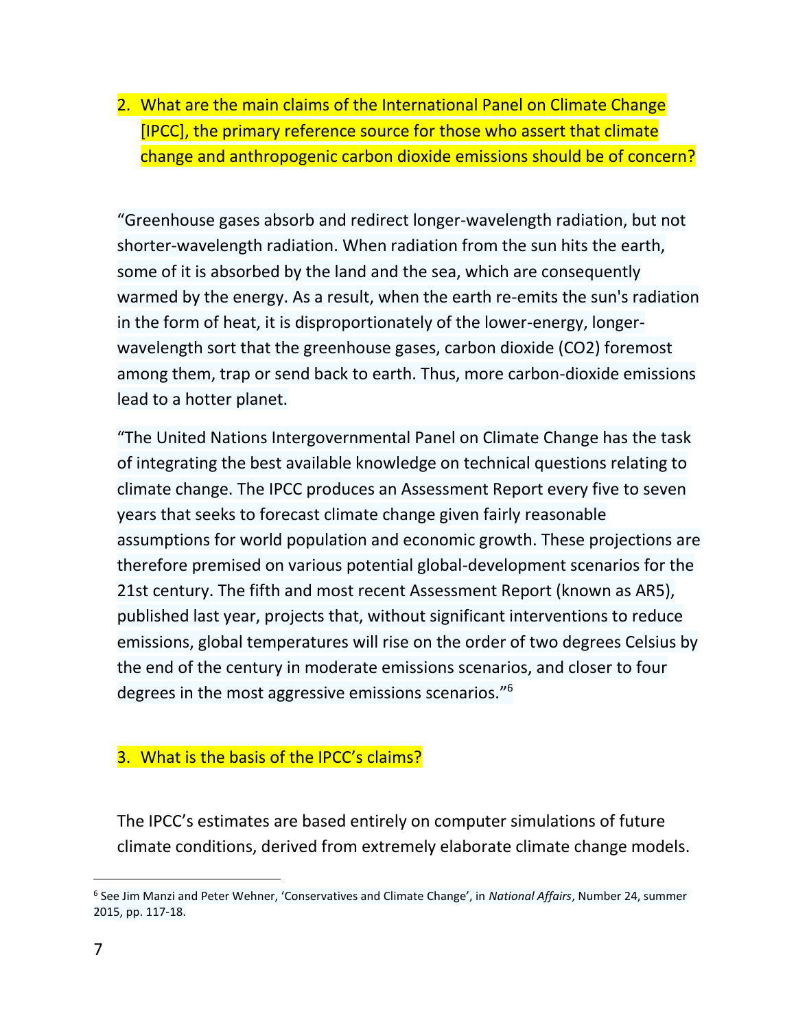2. What are the main claims of the International Panel on Climate Change [IPCC], the primary reference source for those who assert that climate change and anthropogenic carbon dioxide emissions should be of concern?

"Greenhouse gases absorb and redirect longer-wavelength radiation, but not shorter-wavelength radiation. When radiation from the sun hits the earth, some of it is absorbed by the land and the sea, which are consequently warmed by the energy. As a result, when the earth re-emits the sun's radiation in the form of heat, it is disproportionately of the lower-energy, longer-wavelength sort that the greenhouse gases, carbon dioxide ($CO_2$) foremost among them, trap or send back to earth. Thus, more carbon-dioxide emissions lead to a hotter planet.

"The United Nations Intergovernmental Panel on Climate Change has the task of integrating the best available knowledge on technical questions relating to climate change. The IPCC produces an Assessment Report every five to seven years that seeks to forecast climate change given fairly reasonable assumptions for world population and economic growth. These projections are therefore premised on various potential global-development scenarios for the 21st century. The fifth and most recent Assessment Report (known as AR5), published last year, projects that, without significant interventions to reduce emissions, global temperatures will rise on the order of two degrees Celsius by the end of the century in moderate emissions scenarios, and closer to four degrees in the most aggressive emissions scenarios."[6]

3. What is the basis of the IPCC's claims?

The IPCC's estimates are based entirely on computer simulations of future climate conditions, derived from extremely elaborate climate change models.

[6] See Jim Manzi and Peter Wehner, 'Conservatives and Climate Change', in *National Affairs*, Number 24, summer 2015, pp. 117-18.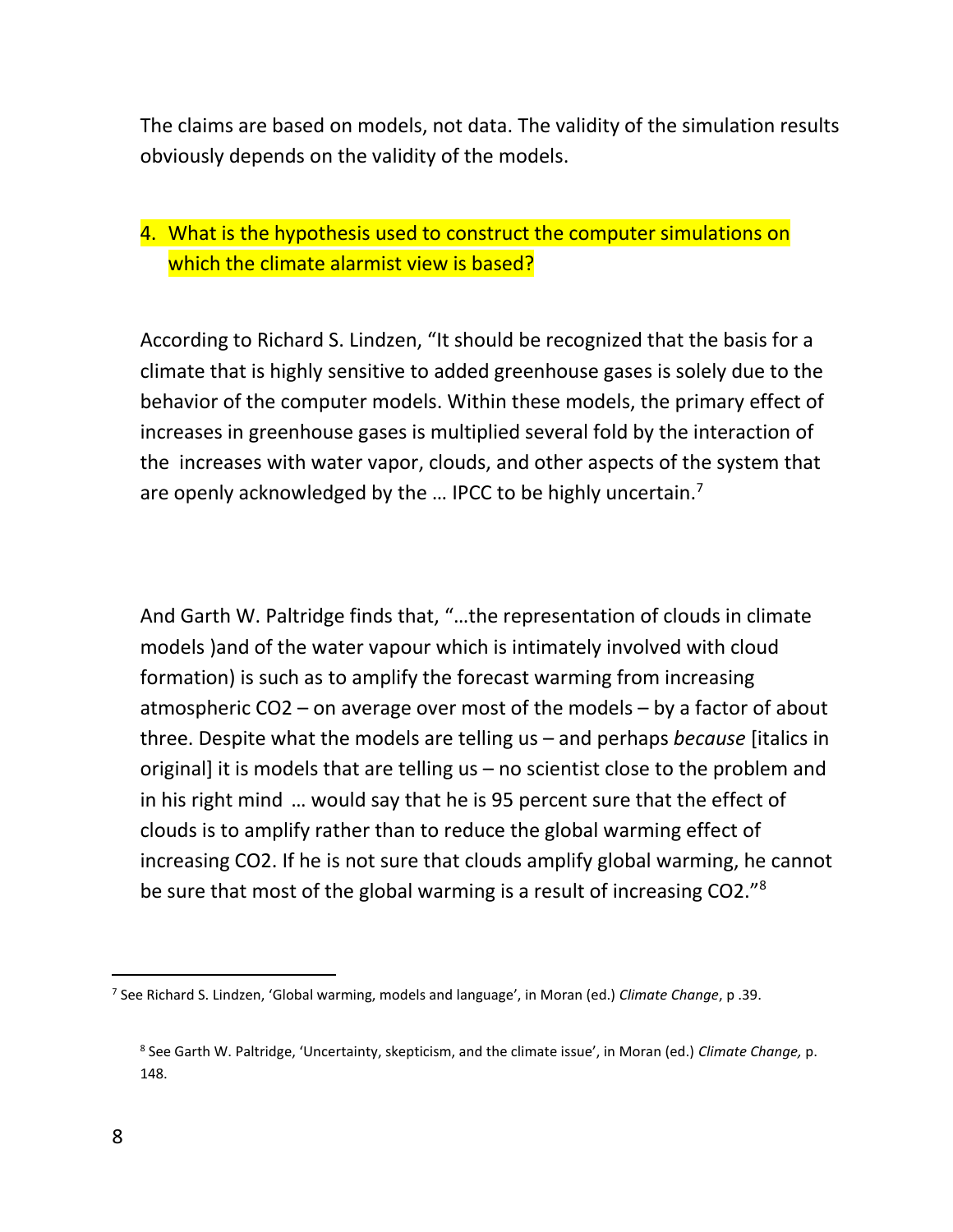The claims are based on models, not data. The validity of the simulation results obviously depends on the validity of the models.

4. What is the hypothesis used to construct the computer simulations on which the climate alarmist view is based?

According to Richard S. Lindzen, "It should be recognized that the basis for a climate that is highly sensitive to added greenhouse gases is solely due to the behavior of the computer models. Within these models, the primary effect of increases in greenhouse gases is multiplied several fold by the interaction of the increases with water vapor, clouds, and other aspects of the system that are openly acknowledged by the … IPCC to be highly uncertain.[7]

And Garth W. Paltridge finds that, "…the representation of clouds in climate models )and of the water vapour which is intimately involved with cloud formation) is such as to amplify the forecast warming from increasing atmospheric $CO_2$ – on average over most of the models – by a factor of about three. Despite what the models are telling us – and perhaps *because* [italics in original] it is models that are telling us – no scientist close to the problem and in his right mind … would say that he is 95 percent sure that the effect of clouds is to amplify rather than to reduce the global warming effect of increasing $CO_2$. If he is not sure that clouds amplify global warming, he cannot be sure that most of the global warming is a result of increasing $CO_2$."[8]

---

[7] See Richard S. Lindzen, 'Global warming, models and language', in Moran (ed.) *Climate Change*, p .39.

[8] See Garth W. Paltridge, 'Uncertainty, skepticism, and the climate issue', in Moran (ed.) *Climate Change,* p. 148.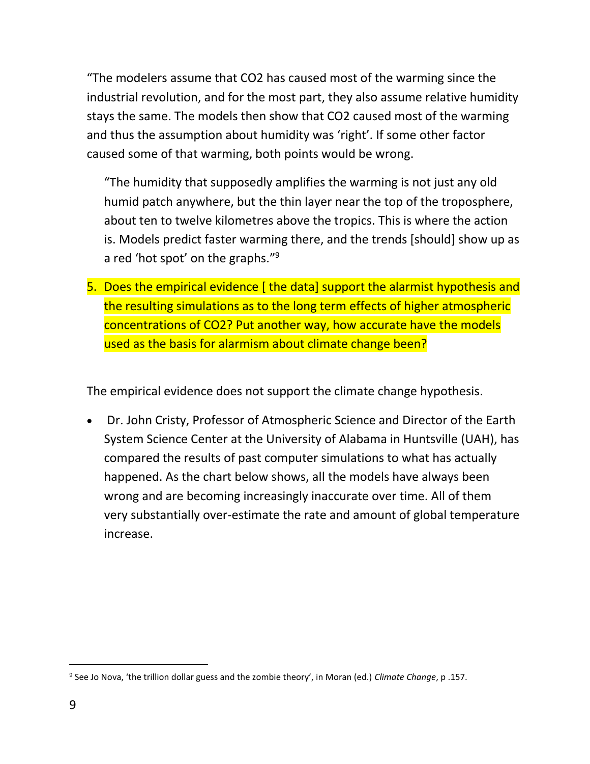"The modelers assume that $CO_2$ has caused most of the warming since the industrial revolution, and for the most part, they also assume relative humidity stays the same. The models then show that $CO_2$ caused most of the warming and thus the assumption about humidity was 'right'. If some other factor caused some of that warming, both points would be wrong.

> "The humidity that supposedly amplifies the warming is not just any old humid patch anywhere, but the thin layer near the top of the troposphere, about ten to twelve kilometres above the tropics. This is where the action is. Models predict faster warming there, and the trends [should] show up as a red 'hot spot' on the graphs."[9]

5. Does the empirical evidence [ the data] support the alarmist hypothesis and the resulting simulations as to the long term effects of higher atmospheric concentrations of $CO_2$? Put another way, how accurate have the models used as the basis for alarmism about climate change been?

The empirical evidence does not support the climate change hypothesis.

- Dr. John Cristy, Professor of Atmospheric Science and Director of the Earth System Science Center at the University of Alabama in Huntsville (UAH), has compared the results of past computer simulations to what has actually happened. As the chart below shows, all the models have always been wrong and are becoming increasingly inaccurate over time. All of them very substantially over-estimate the rate and amount of global temperature increase.

---

[9] See Jo Nova, 'the trillion dollar guess and the zombie theory', in Moran (ed.) *Climate Change*, p .157.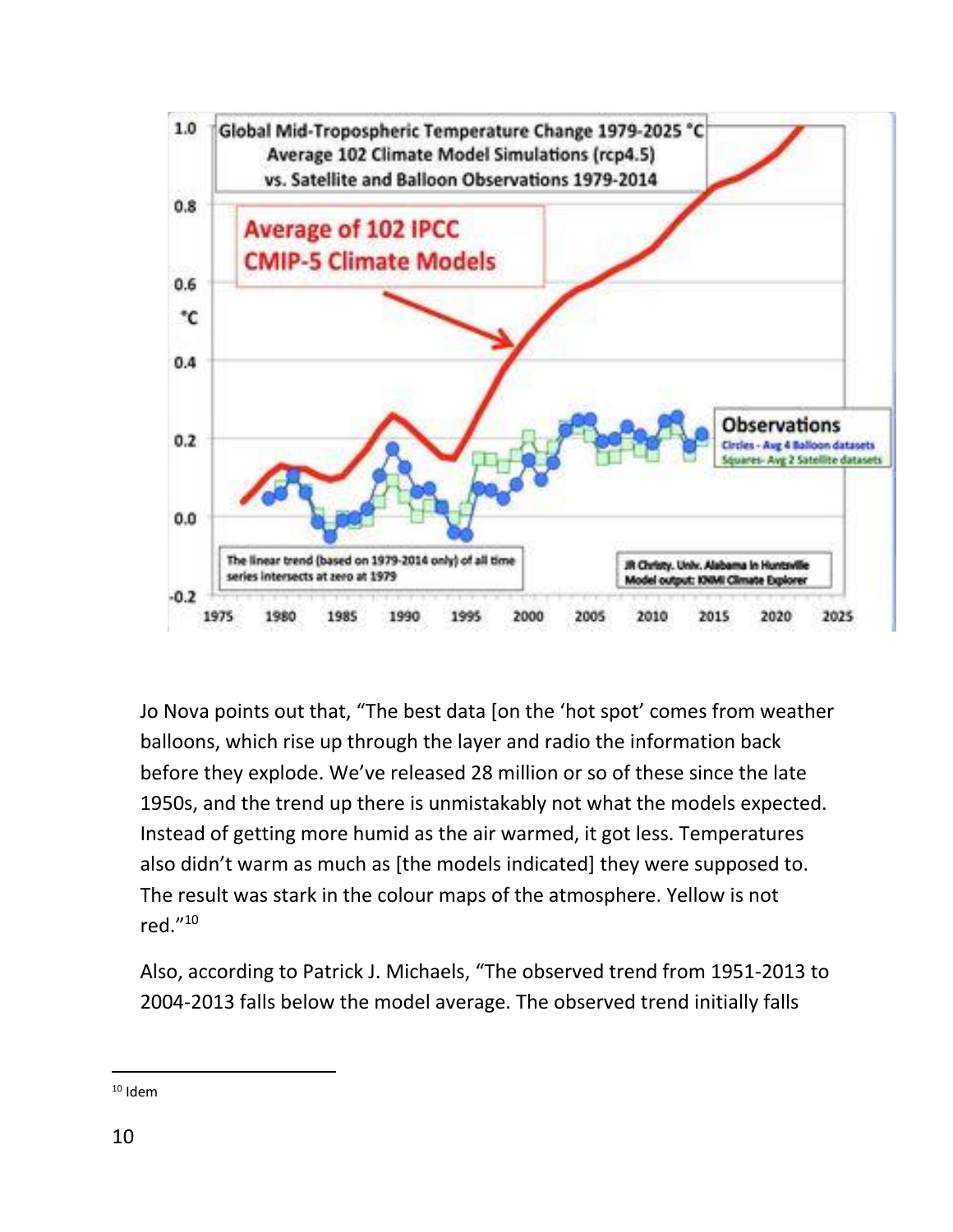Jo Nova points out that, "The best data [on the 'hot spot' comes from weather balloons, which rise up through the layer and radio the information back before they explode. We've released 28 million or so of these since the late 1950s, and the trend up there is unmistakably not what the models expected. Instead of getting more humid as the air warmed, it got less. Temperatures also didn't warm as much as [the models indicated] they were supposed to. The result was stark in the colour maps of the atmosphere. Yellow is not red."[10]

Also, according to Patrick J. Michaels, "The observed trend from 1951-2013 to 2004-2013 falls below the model average. The observed trend initially falls

[10] Idem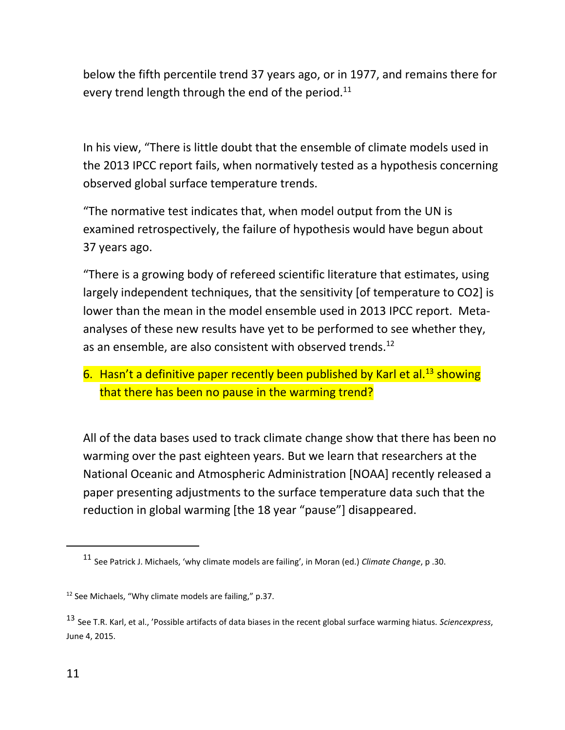below the fifth percentile trend 37 years ago, or in 1977, and remains there for every trend length through the end of the period.[11]

In his view, "There is little doubt that the ensemble of climate models used in the 2013 IPCC report fails, when normatively tested as a hypothesis concerning observed global surface temperature trends.

"The normative test indicates that, when model output from the UN is examined retrospectively, the failure of hypothesis would have begun about 37 years ago.

"There is a growing body of refereed scientific literature that estimates, using largely independent techniques, that the sensitivity [of temperature to CO2] is lower than the mean in the model ensemble used in 2013 IPCC report. Meta-analyses of these new results have yet to be performed to see whether they, as an ensemble, are also consistent with observed trends.[12]

6. Hasn't a definitive paper recently been published by Karl et al.[13] showing that there has been no pause in the warming trend?

All of the data bases used to track climate change show that there has been no warming over the past eighteen years. But we learn that researchers at the National Oceanic and Atmospheric Administration [NOAA] recently released a paper presenting adjustments to the surface temperature data such that the reduction in global warming [the 18 year "pause"] disappeared.

---

[11] See Patrick J. Michaels, 'why climate models are failing', in Moran (ed.) *Climate Change*, p .30.

[12] See Michaels, "Why climate models are failing," p.37.

[13] See T.R. Karl, et al., 'Possible artifacts of data biases in the recent global surface warming hiatus. *Sciencexpress*, June 4, 2015.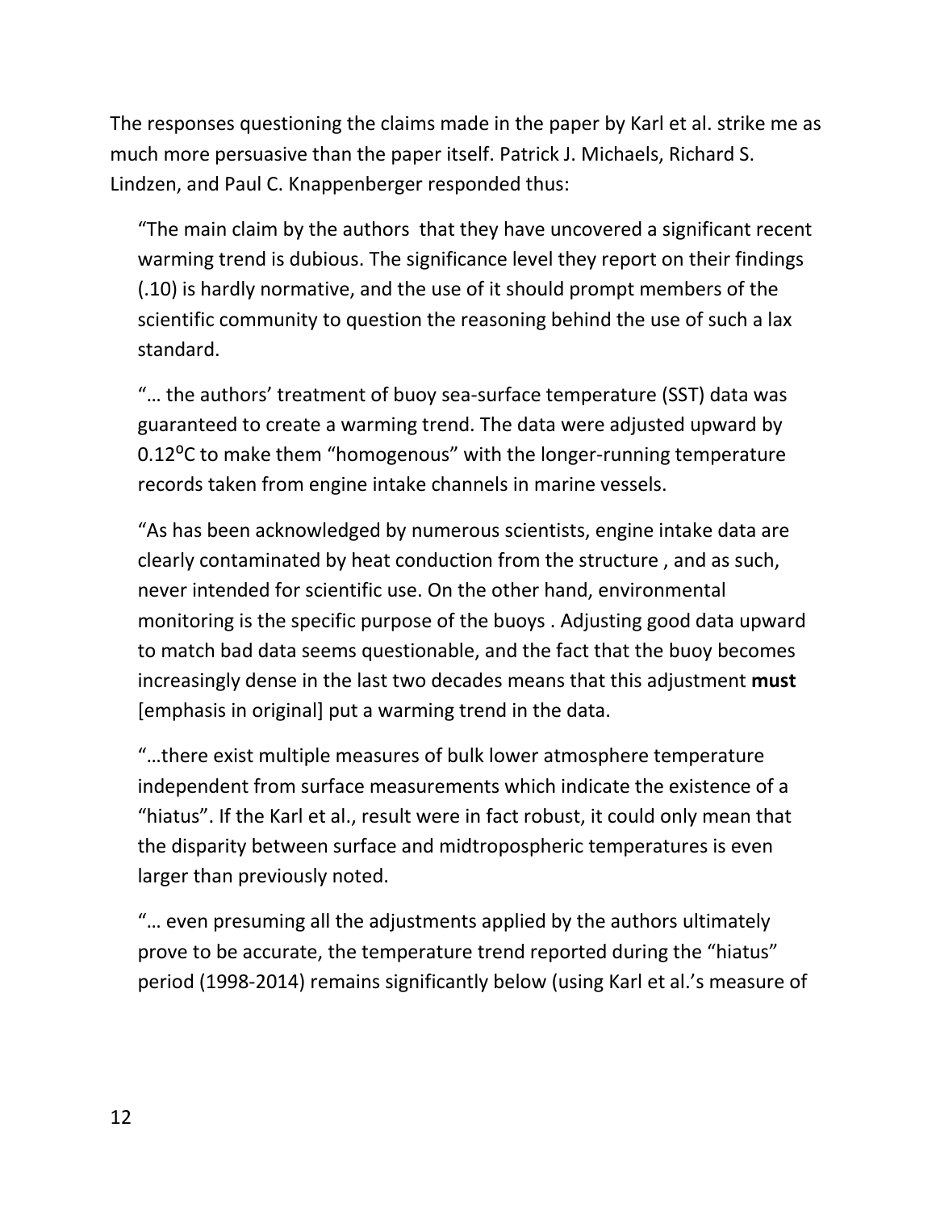The responses questioning the claims made in the paper by Karl et al. strike me as much more persuasive than the paper itself. Patrick J. Michaels, Richard S. Lindzen, and Paul C. Knappenberger responded thus:

> "The main claim by the authors that they have uncovered a significant recent warming trend is dubious. The significance level they report on their findings (.10) is hardly normative, and the use of it should prompt members of the scientific community to question the reasoning behind the use of such a lax standard.
>
> "… the authors' treatment of buoy sea-surface temperature (SST) data was guaranteed to create a warming trend. The data were adjusted upward by 0.12ºC to make them "homogenous" with the longer-running temperature records taken from engine intake channels in marine vessels.
>
> "As has been acknowledged by numerous scientists, engine intake data are clearly contaminated by heat conduction from the structure , and as such, never intended for scientific use. On the other hand, environmental monitoring is the specific purpose of the buoys . Adjusting good data upward to match bad data seems questionable, and the fact that the buoy becomes increasingly dense in the last two decades means that this adjustment **must** [emphasis in original] put a warming trend in the data.
>
> "…there exist multiple measures of bulk lower atmosphere temperature independent from surface measurements which indicate the existence of a "hiatus". If the Karl et al., result were in fact robust, it could only mean that the disparity between surface and midtropospheric temperatures is even larger than previously noted.
>
> "… even presuming all the adjustments applied by the authors ultimately prove to be accurate, the temperature trend reported during the "hiatus" period (1998-2014) remains significantly below (using Karl et al.'s measure of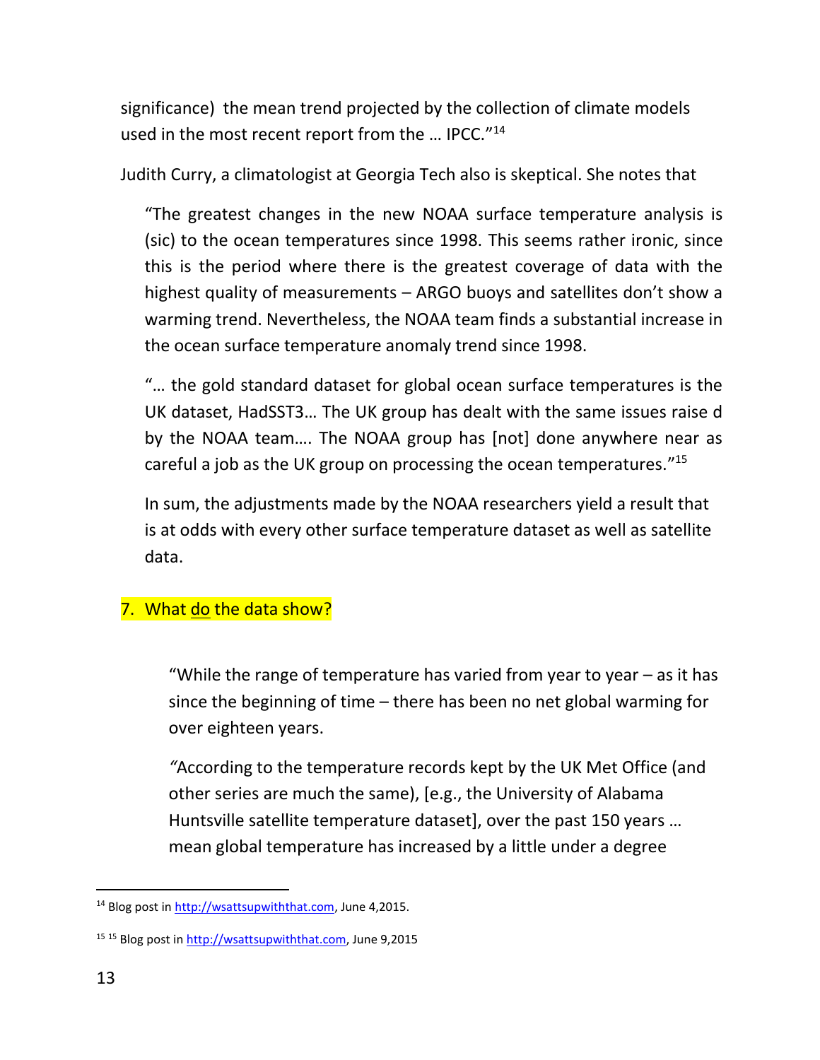significance) the mean trend projected by the collection of climate models used in the most recent report from the … IPCC."[14]

Judith Curry, a climatologist at Georgia Tech also is skeptical. She notes that

> "The greatest changes in the new NOAA surface temperature analysis is (sic) to the ocean temperatures since 1998. This seems rather ironic, since this is the period where there is the greatest coverage of data with the highest quality of measurements – ARGO buoys and satellites don't show a warming trend. Nevertheless, the NOAA team finds a substantial increase in the ocean surface temperature anomaly trend since 1998.
>
> "… the gold standard dataset for global ocean surface temperatures is the UK dataset, HadSST3… The UK group has dealt with the same issues raise d by the NOAA team…. The NOAA group has [not] done anywhere near as careful a job as the UK group on processing the ocean temperatures."[15]
>
> In sum, the adjustments made by the NOAA researchers yield a result that is at odds with every other surface temperature dataset as well as satellite data.

## 7. What <u>do</u> the data show?

> "While the range of temperature has varied from year to year – as it has since the beginning of time – there has been no net global warming for over eighteen years.
>
> "According to the temperature records kept by the UK Met Office (and other series are much the same), [e.g., the University of Alabama Huntsville satellite temperature dataset], over the past 150 years … mean global temperature has increased by a little under a degree

---

[14] Blog post in http://wsattsupwiththat.com, June 4,2015.

[15] [15] Blog post in http://wsattsupwiththat.com, June 9,2015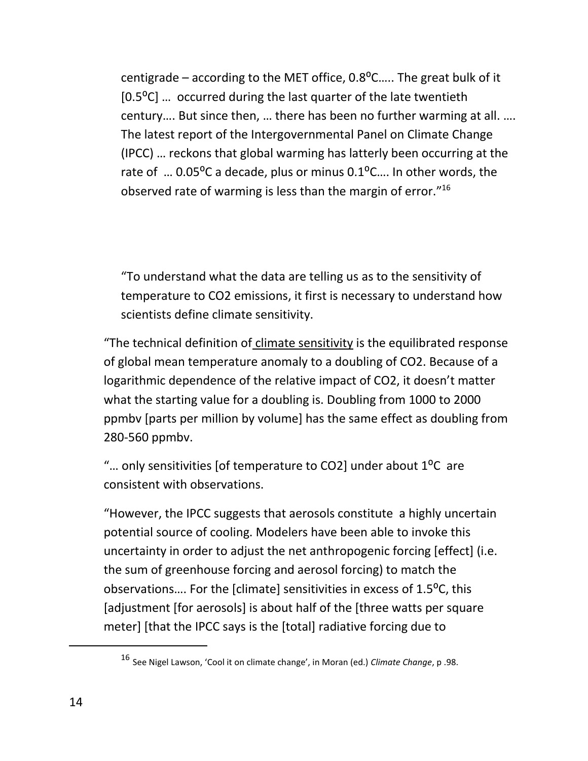centigrade – according to the MET office, 0.8ºC….. The great bulk of it [0.5ºC] … occurred during the last quarter of the late twentieth century…. But since then, … there has been no further warming at all. …. The latest report of the Intergovernmental Panel on Climate Change (IPCC) … reckons that global warming has latterly been occurring at the rate of … 0.05ºC a decade, plus or minus 0.1ºC…. In other words, the observed rate of warming is less than the margin of error.”[16]

“To understand what the data are telling us as to the sensitivity of temperature to CO2 emissions, it first is necessary to understand how scientists define climate sensitivity.

“The technical definition of climate sensitivity is the equilibrated response of global mean temperature anomaly to a doubling of CO2. Because of a logarithmic dependence of the relative impact of CO2, it doesn’t matter what the starting value for a doubling is. Doubling from 1000 to 2000 ppmbv [parts per million by volume] has the same effect as doubling from 280-560 ppmbv.

“… only sensitivities [of temperature to CO2] under about 1ºC are consistent with observations.

“However, the IPCC suggests that aerosols constitute a highly uncertain potential source of cooling. Modelers have been able to invoke this uncertainty in order to adjust the net anthropogenic forcing [effect] (i.e. the sum of greenhouse forcing and aerosol forcing) to match the observations…. For the [climate] sensitivities in excess of 1.5ºC, this [adjustment [for aerosols] is about half of the [three watts per square meter] [that the IPCC says is the [total] radiative forcing due to

[16] See Nigel Lawson, ‘Cool it on climate change’, in Moran (ed.) *Climate Change*, p .98.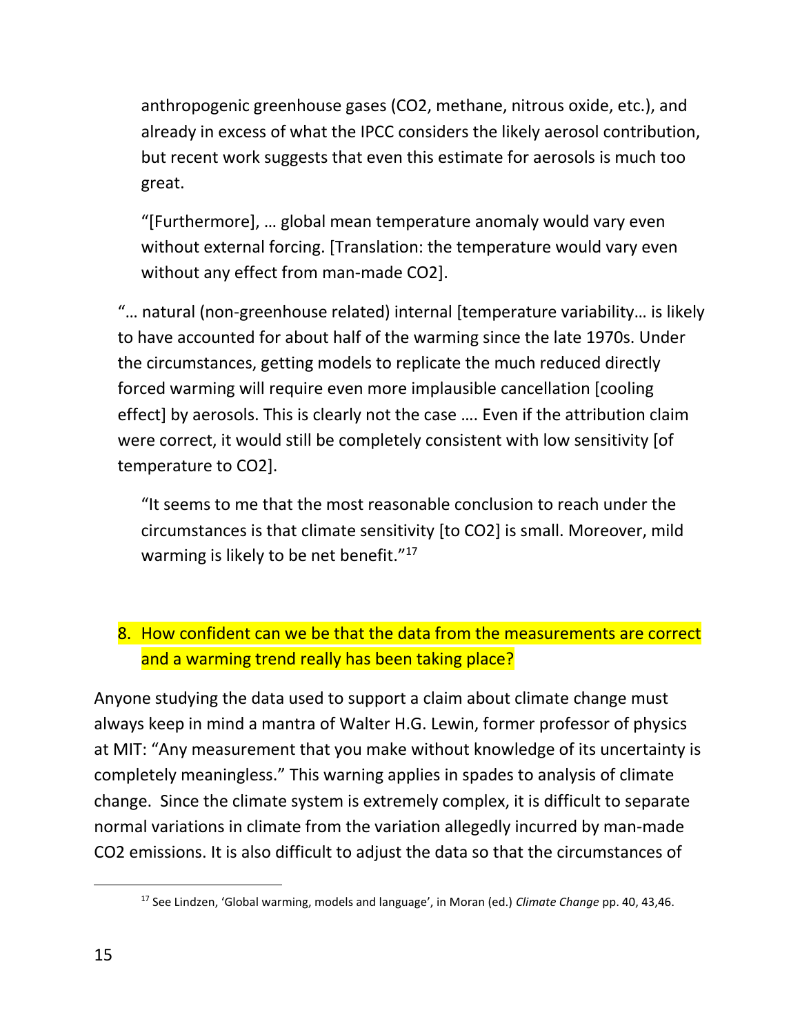> anthropogenic greenhouse gases ($CO_2$, methane, nitrous oxide, etc.), and already in excess of what the IPCC considers the likely aerosol contribution, but recent work suggests that even this estimate for aerosols is much too great.
>
> "[Furthermore], … global mean temperature anomaly would vary even without external forcing. [Translation: the temperature would vary even without any effect from man-made $CO_2$].

"… natural (non-greenhouse related) internal [temperature variability… is likely to have accounted for about half of the warming since the late 1970s. Under the circumstances, getting models to replicate the much reduced directly forced warming will require even more implausible cancellation [cooling effect] by aerosols. This is clearly not the case …. Even if the attribution claim were correct, it would still be completely consistent with low sensitivity [of temperature to $CO_2$].

> "It seems to me that the most reasonable conclusion to reach under the circumstances is that climate sensitivity [to $CO_2$] is small. Moreover, mild warming is likely to be net benefit."[17]

## 8. How confident can we be that the data from the measurements are correct and a warming trend really has been taking place?

Anyone studying the data used to support a claim about climate change must always keep in mind a mantra of Walter H.G. Lewin, former professor of physics at MIT: "Any measurement that you make without knowledge of its uncertainty is completely meaningless." This warning applies in spades to analysis of climate change. Since the climate system is extremely complex, it is difficult to separate normal variations in climate from the variation allegedly incurred by man-made $CO_2$ emissions. It is also difficult to adjust the data so that the circumstances of

[17] See Lindzen, 'Global warming, models and language', in Moran (ed.) *Climate Change* pp. 40, 43,46.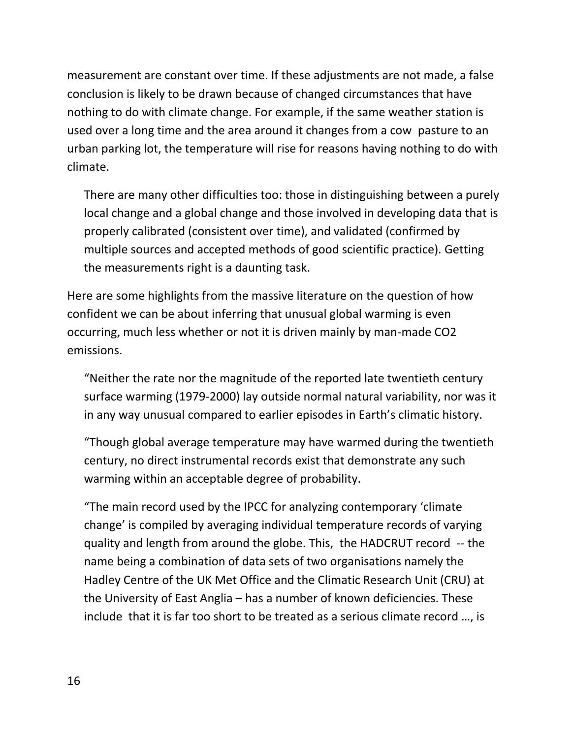measurement are constant over time. If these adjustments are not made, a false conclusion is likely to be drawn because of changed circumstances that have nothing to do with climate change. For example, if the same weather station is used over a long time and the area around it changes from a cow pasture to an urban parking lot, the temperature will rise for reasons having nothing to do with climate.

> There are many other difficulties too: those in distinguishing between a purely local change and a global change and those involved in developing data that is properly calibrated (consistent over time), and validated (confirmed by multiple sources and accepted methods of good scientific practice). Getting the measurements right is a daunting task.

Here are some highlights from the massive literature on the question of how confident we can be about inferring that unusual global warming is even occurring, much less whether or not it is driven mainly by man-made $CO_2$ emissions.

> "Neither the rate nor the magnitude of the reported late twentieth century surface warming (1979-2000) lay outside normal natural variability, nor was it in any way unusual compared to earlier episodes in Earth's climatic history.
>
> "Though global average temperature may have warmed during the twentieth century, no direct instrumental records exist that demonstrate any such warming within an acceptable degree of probability.
>
> "The main record used by the IPCC for analyzing contemporary 'climate change' is compiled by averaging individual temperature records of varying quality and length from around the globe. This, the HADCRUT record -- the name being a combination of data sets of two organisations namely the Hadley Centre of the UK Met Office and the Climatic Research Unit (CRU) at the University of East Anglia – has a number of known deficiencies. These include that it is far too short to be treated as a serious climate record …, is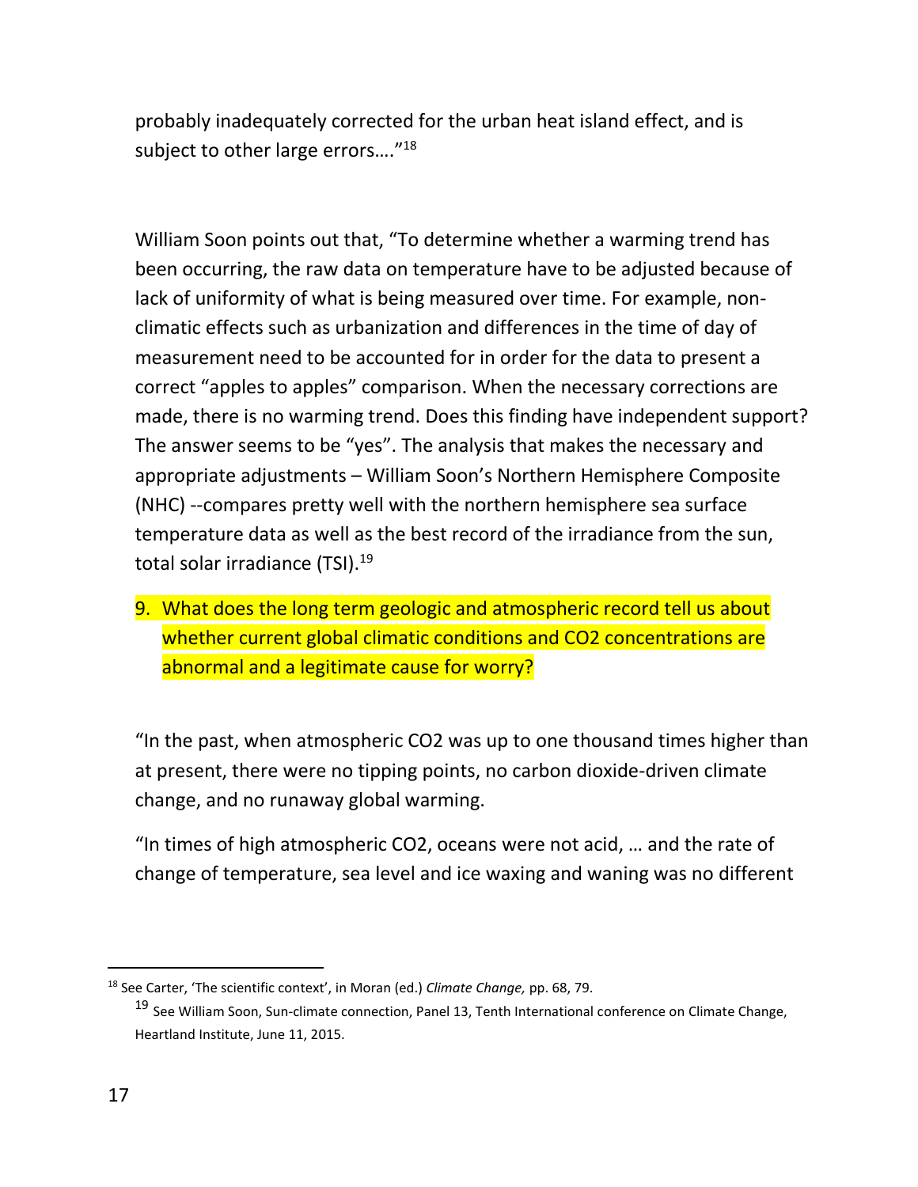probably inadequately corrected for the urban heat island effect, and is subject to other large errors…."[18]

William Soon points out that, "To determine whether a warming trend has been occurring, the raw data on temperature have to be adjusted because of lack of uniformity of what is being measured over time. For example, non-climatic effects such as urbanization and differences in the time of day of measurement need to be accounted for in order for the data to present a correct "apples to apples" comparison. When the necessary corrections are made, there is no warming trend. Does this finding have independent support? The answer seems to be "yes". The analysis that makes the necessary and appropriate adjustments – William Soon's Northern Hemisphere Composite (NHC) --compares pretty well with the northern hemisphere sea surface temperature data as well as the best record of the irradiance from the sun, total solar irradiance (TSI).[19]

9. What does the long term geologic and atmospheric record tell us about whether current global climatic conditions and $CO_2$ concentrations are abnormal and a legitimate cause for worry?

"In the past, when atmospheric $CO_2$ was up to one thousand times higher than at present, there were no tipping points, no carbon dioxide-driven climate change, and no runaway global warming.

"In times of high atmospheric $CO_2$, oceans were not acid, … and the rate of change of temperature, sea level and ice waxing and waning was no different

---

[18] See Carter, 'The scientific context', in Moran (ed.) *Climate Change,* pp. 68, 79.

[19] See William Soon, Sun-climate connection, Panel 13, Tenth International conference on Climate Change, Heartland Institute, June 11, 2015.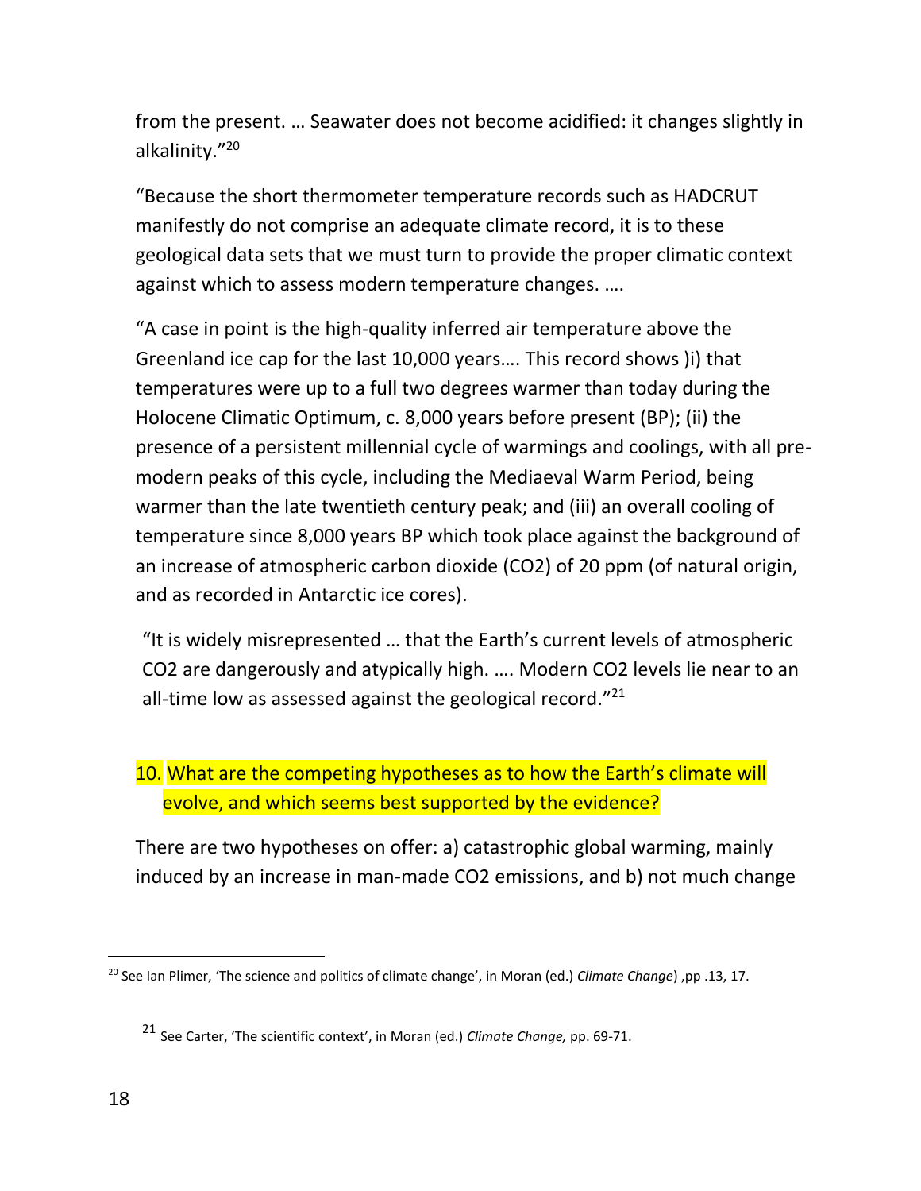from the present. … Seawater does not become acidified: it changes slightly in alkalinity."[20]

"Because the short thermometer temperature records such as HADCRUT manifestly do not comprise an adequate climate record, it is to these geological data sets that we must turn to provide the proper climatic context against which to assess modern temperature changes. ….

"A case in point is the high-quality inferred air temperature above the Greenland ice cap for the last 10,000 years…. This record shows )i) that temperatures were up to a full two degrees warmer than today during the Holocene Climatic Optimum, c. 8,000 years before present (BP); (ii) the presence of a persistent millennial cycle of warmings and coolings, with all pre-modern peaks of this cycle, including the Mediaeval Warm Period, being warmer than the late twentieth century peak; and (iii) an overall cooling of temperature since 8,000 years BP which took place against the background of an increase of atmospheric carbon dioxide (CO2) of 20 ppm (of natural origin, and as recorded in Antarctic ice cores).

"It is widely misrepresented … that the Earth's current levels of atmospheric CO2 are dangerously and atypically high. …. Modern CO2 levels lie near to an all-time low as assessed against the geological record."[21]

## 10. What are the competing hypotheses as to how the Earth's climate will evolve, and which seems best supported by the evidence?

There are two hypotheses on offer: a) catastrophic global warming, mainly induced by an increase in man-made CO2 emissions, and b) not much change

---

[20] See Ian Plimer, 'The science and politics of climate change', in Moran (ed.) *Climate Change*) ,pp .13, 17.

[21] See Carter, 'The scientific context', in Moran (ed.) *Climate Change,* pp. 69-71.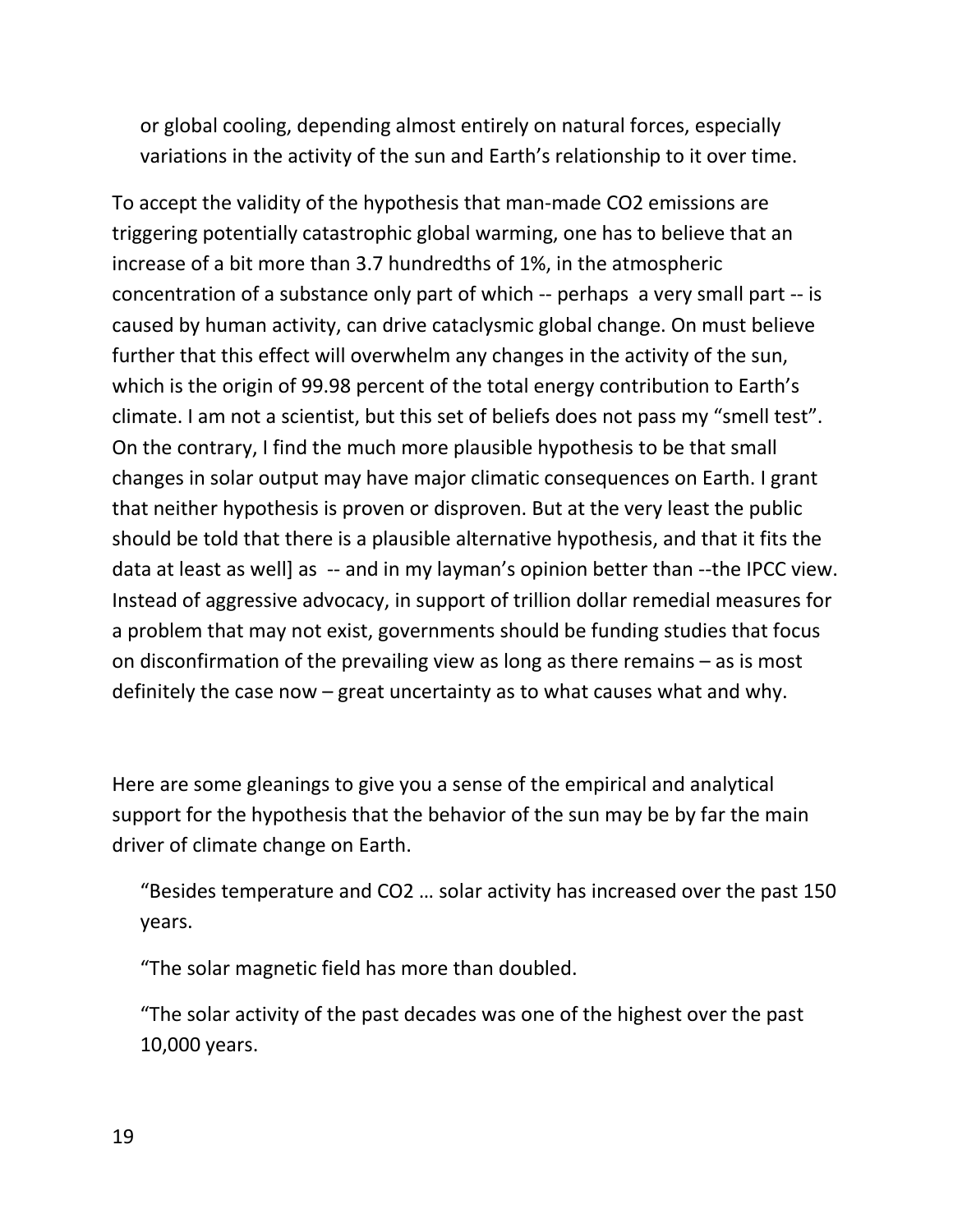or global cooling, depending almost entirely on natural forces, especially variations in the activity of the sun and Earth's relationship to it over time.

To accept the validity of the hypothesis that man-made $CO_2$ emissions are triggering potentially catastrophic global warming, one has to believe that an increase of a bit more than 3.7 hundredths of 1%, in the atmospheric concentration of a substance only part of which -- perhaps a very small part -- is caused by human activity, can drive cataclysmic global change. On must believe further that this effect will overwhelm any changes in the activity of the sun, which is the origin of 99.98 percent of the total energy contribution to Earth's climate. I am not a scientist, but this set of beliefs does not pass my "smell test". On the contrary, I find the much more plausible hypothesis to be that small changes in solar output may have major climatic consequences on Earth. I grant that neither hypothesis is proven or disproven. But at the very least the public should be told that there is a plausible alternative hypothesis, and that it fits the data at least as well] as -- and in my layman's opinion better than --the IPCC view. Instead of aggressive advocacy, in support of trillion dollar remedial measures for a problem that may not exist, governments should be funding studies that focus on disconfirmation of the prevailing view as long as there remains – as is most definitely the case now – great uncertainty as to what causes what and why.

Here are some gleanings to give you a sense of the empirical and analytical support for the hypothesis that the behavior of the sun may be by far the main driver of climate change on Earth.

> "Besides temperature and $CO_2$ … solar activity has increased over the past 150 years.
>
> "The solar magnetic field has more than doubled.
>
> "The solar activity of the past decades was one of the highest over the past 10,000 years.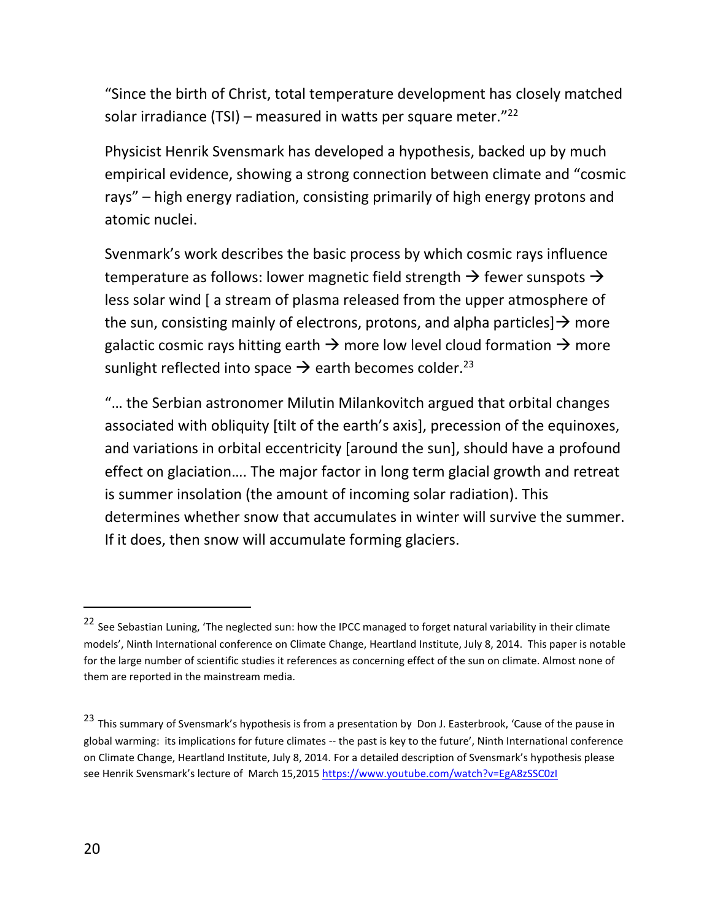"Since the birth of Christ, total temperature development has closely matched solar irradiance (TSI) – measured in watts per square meter."[22]

Physicist Henrik Svensmark has developed a hypothesis, backed up by much empirical evidence, showing a strong connection between climate and "cosmic rays" – high energy radiation, consisting primarily of high energy protons and atomic nuclei.

Svenmark's work describes the basic process by which cosmic rays influence temperature as follows: lower magnetic field strength → fewer sunspots → less solar wind [ a stream of plasma released from the upper atmosphere of the sun, consisting mainly of electrons, protons, and alpha particles]→ more galactic cosmic rays hitting earth → more low level cloud formation → more sunlight reflected into space → earth becomes colder.[23]

"… the Serbian astronomer Milutin Milankovitch argued that orbital changes associated with obliquity [tilt of the earth's axis], precession of the equinoxes, and variations in orbital eccentricity [around the sun], should have a profound effect on glaciation…. The major factor in long term glacial growth and retreat is summer insolation (the amount of incoming solar radiation). This determines whether snow that accumulates in winter will survive the summer. If it does, then snow will accumulate forming glaciers.

---

[22] See Sebastian Luning, 'The neglected sun: how the IPCC managed to forget natural variability in their climate models', Ninth International conference on Climate Change, Heartland Institute, July 8, 2014. This paper is notable for the large number of scientific studies it references as concerning effect of the sun on climate. Almost none of them are reported in the mainstream media.

[23] This summary of Svensmark's hypothesis is from a presentation by Don J. Easterbrook, 'Cause of the pause in global warming: its implications for future climates -- the past is key to the future', Ninth International conference on Climate Change, Heartland Institute, July 8, 2014. For a detailed description of Svensmark's hypothesis please see Henrik Svensmark's lecture of March 15,2015 https://www.youtube.com/watch?v=EgA8zSSC0zI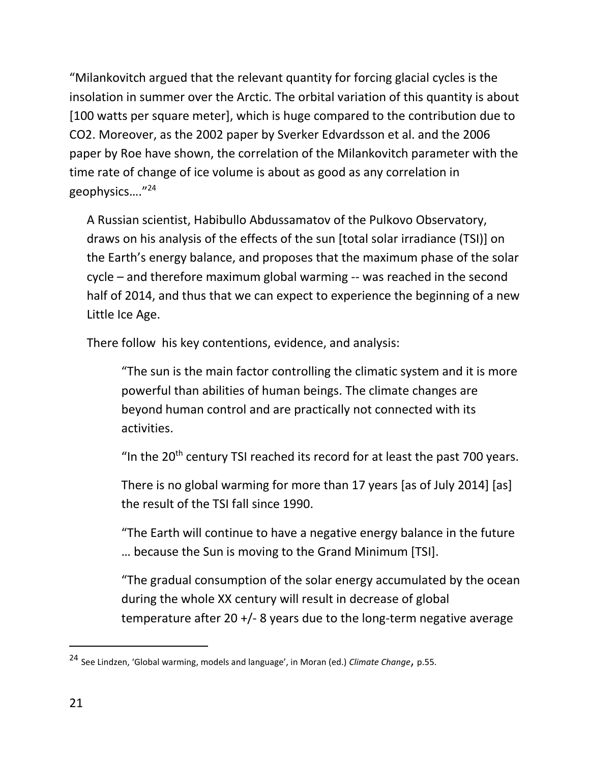"Milankovitch argued that the relevant quantity for forcing glacial cycles is the insolation in summer over the Arctic. The orbital variation of this quantity is about [100 watts per square meter], which is huge compared to the contribution due to $CO_2$. Moreover, as the 2002 paper by Sverker Edvardsson et al. and the 2006 paper by Roe have shown, the correlation of the Milankovitch parameter with the time rate of change of ice volume is about as good as any correlation in geophysics…."[24]

> A Russian scientist, Habibullo Abdussamatov of the Pulkovo Observatory, draws on his analysis of the effects of the sun [total solar irradiance (TSI)] on the Earth's energy balance, and proposes that the maximum phase of the solar cycle – and therefore maximum global warming -- was reached in the second half of 2014, and thus that we can expect to experience the beginning of a new Little Ice Age.
>
> There follow his key contentions, evidence, and analysis:
>
>> "The sun is the main factor controlling the climatic system and it is more powerful than abilities of human beings. The climate changes are beyond human control and are practically not connected with its activities.
>>
>> "In the 20th century TSI reached its record for at least the past 700 years.
>>
>> There is no global warming for more than 17 years [as of July 2014] [as] the result of the TSI fall since 1990.
>>
>> "The Earth will continue to have a negative energy balance in the future … because the Sun is moving to the Grand Minimum [TSI].
>>
>> "The gradual consumption of the solar energy accumulated by the ocean during the whole XX century will result in decrease of global temperature after 20 +/- 8 years due to the long-term negative average

[24] See Lindzen, 'Global warming, models and language', in Moran (ed.) *Climate Change*, p.55.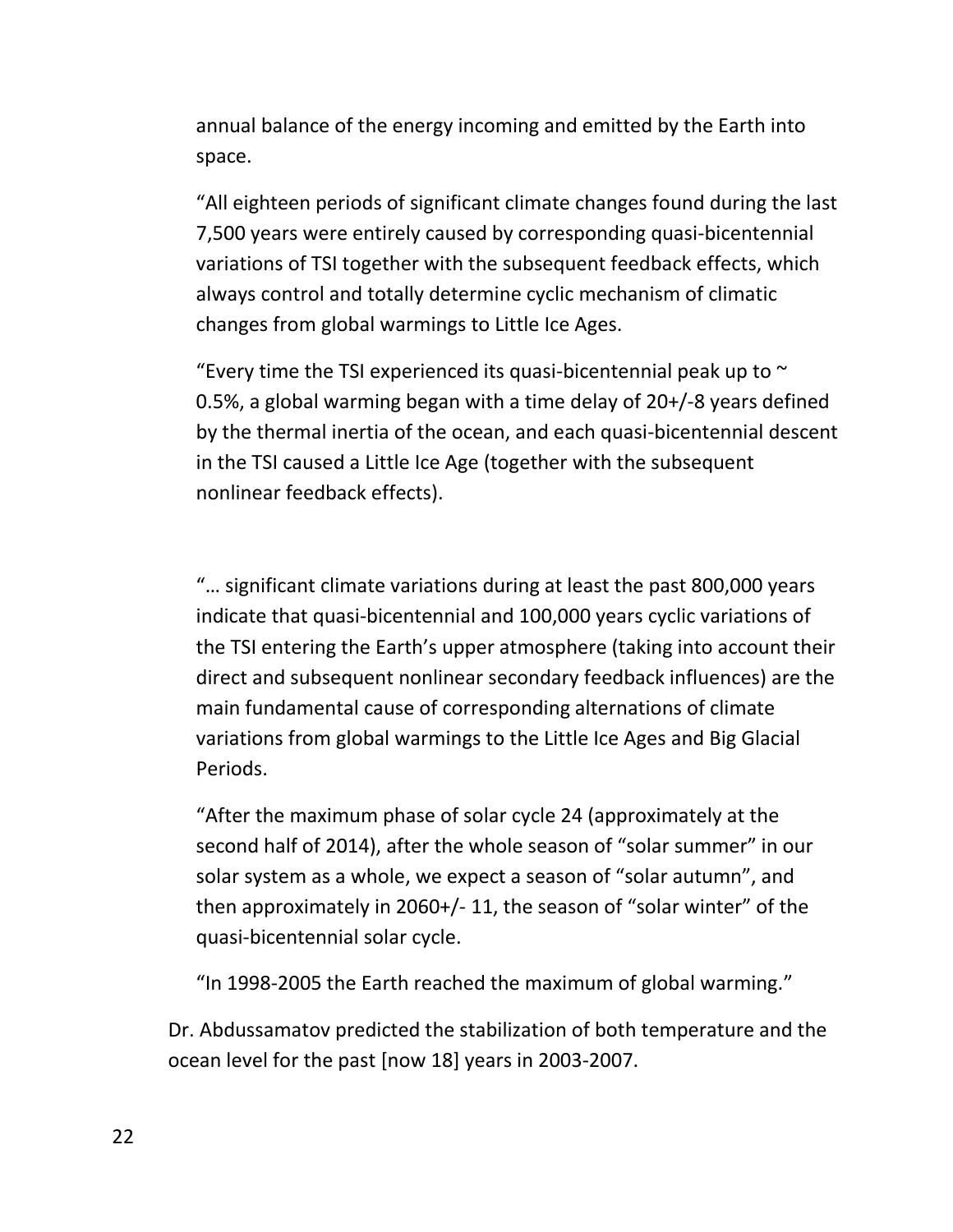annual balance of the energy incoming and emitted by the Earth into space.

"All eighteen periods of significant climate changes found during the last 7,500 years were entirely caused by corresponding quasi-bicentennial variations of TSI together with the subsequent feedback effects, which always control and totally determine cyclic mechanism of climatic changes from global warmings to Little Ice Ages.

"Every time the TSI experienced its quasi-bicentennial peak up to ~ 0.5%, a global warming began with a time delay of 20+/-8 years defined by the thermal inertia of the ocean, and each quasi-bicentennial descent in the TSI caused a Little Ice Age (together with the subsequent nonlinear feedback effects).

"… significant climate variations during at least the past 800,000 years indicate that quasi-bicentennial and 100,000 years cyclic variations of the TSI entering the Earth's upper atmosphere (taking into account their direct and subsequent nonlinear secondary feedback influences) are the main fundamental cause of corresponding alternations of climate variations from global warmings to the Little Ice Ages and Big Glacial Periods.

"After the maximum phase of solar cycle 24 (approximately at the second half of 2014), after the whole season of "solar summer" in our solar system as a whole, we expect a season of "solar autumn", and then approximately in 2060+/- 11, the season of "solar winter" of the quasi-bicentennial solar cycle.

"In 1998-2005 the Earth reached the maximum of global warming."

Dr. Abdussamatov predicted the stabilization of both temperature and the ocean level for the past [now 18] years in 2003-2007.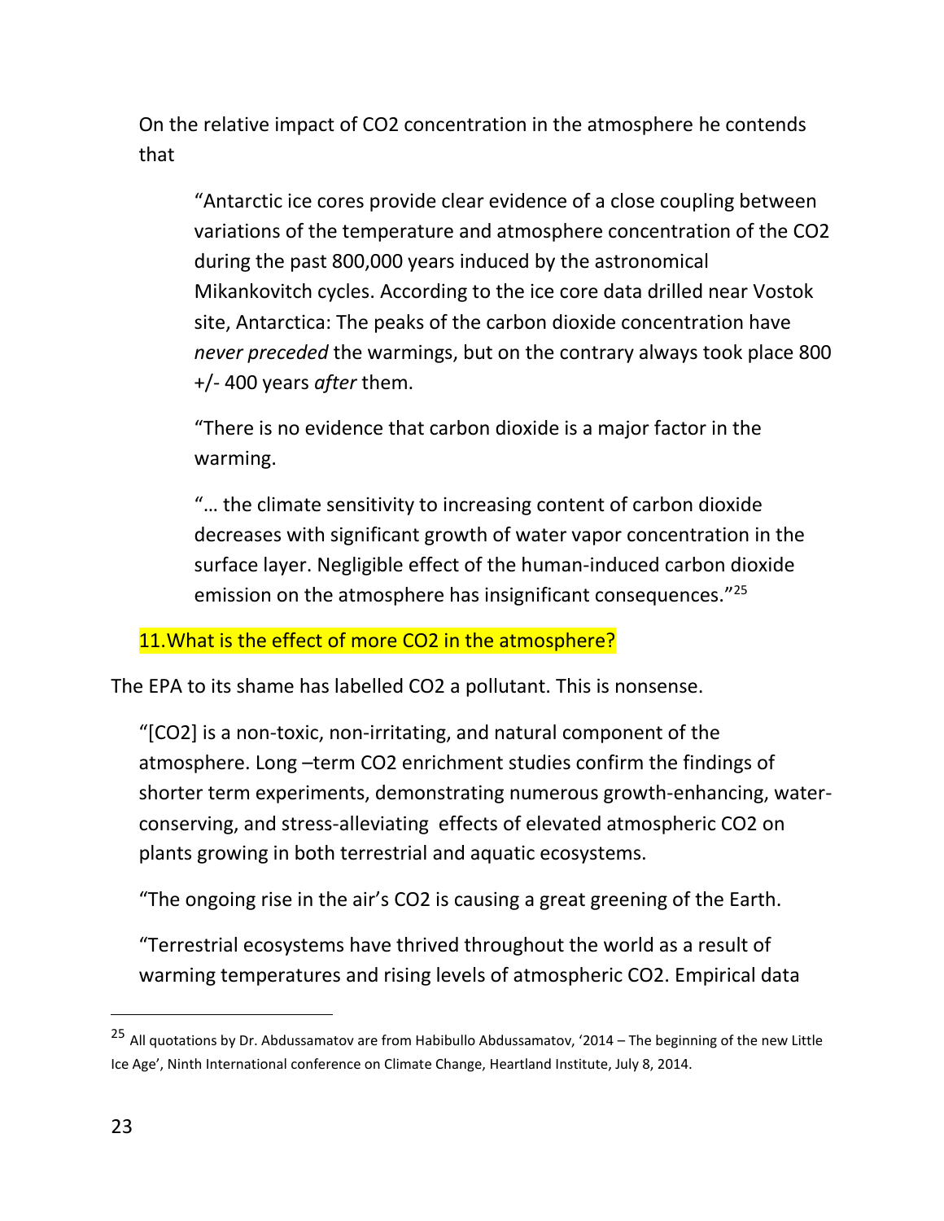On the relative impact of $CO_2$ concentration in the atmosphere he contends that

> "Antarctic ice cores provide clear evidence of a close coupling between variations of the temperature and atmosphere concentration of the $CO_2$ during the past 800,000 years induced by the astronomical Mikankovitch cycles. According to the ice core data drilled near Vostok site, Antarctica: The peaks of the carbon dioxide concentration have *never preceded* the warmings, but on the contrary always took place 800 +/- 400 years *after* them.
>
> "There is no evidence that carbon dioxide is a major factor in the warming.
>
> "… the climate sensitivity to increasing content of carbon dioxide decreases with significant growth of water vapor concentration in the surface layer. Negligible effect of the human-induced carbon dioxide emission on the atmosphere has insignificant consequences."[25]

## 11. What is the effect of more $CO_2$ in the atmosphere?

The EPA to its shame has labelled $CO_2$ a pollutant. This is nonsense.

> "[$CO_2$] is a non-toxic, non-irritating, and natural component of the atmosphere. Long –term $CO_2$ enrichment studies confirm the findings of shorter term experiments, demonstrating numerous growth-enhancing, water-conserving, and stress-alleviating effects of elevated atmospheric $CO_2$ on plants growing in both terrestrial and aquatic ecosystems.
>
> "The ongoing rise in the air's $CO_2$ is causing a great greening of the Earth.
>
> "Terrestrial ecosystems have thrived throughout the world as a result of warming temperatures and rising levels of atmospheric $CO_2$. Empirical data

---

[25] All quotations by Dr. Abdussamatov are from Habibullo Abdussamatov, '2014 – The beginning of the new Little Ice Age', Ninth International conference on Climate Change, Heartland Institute, July 8, 2014.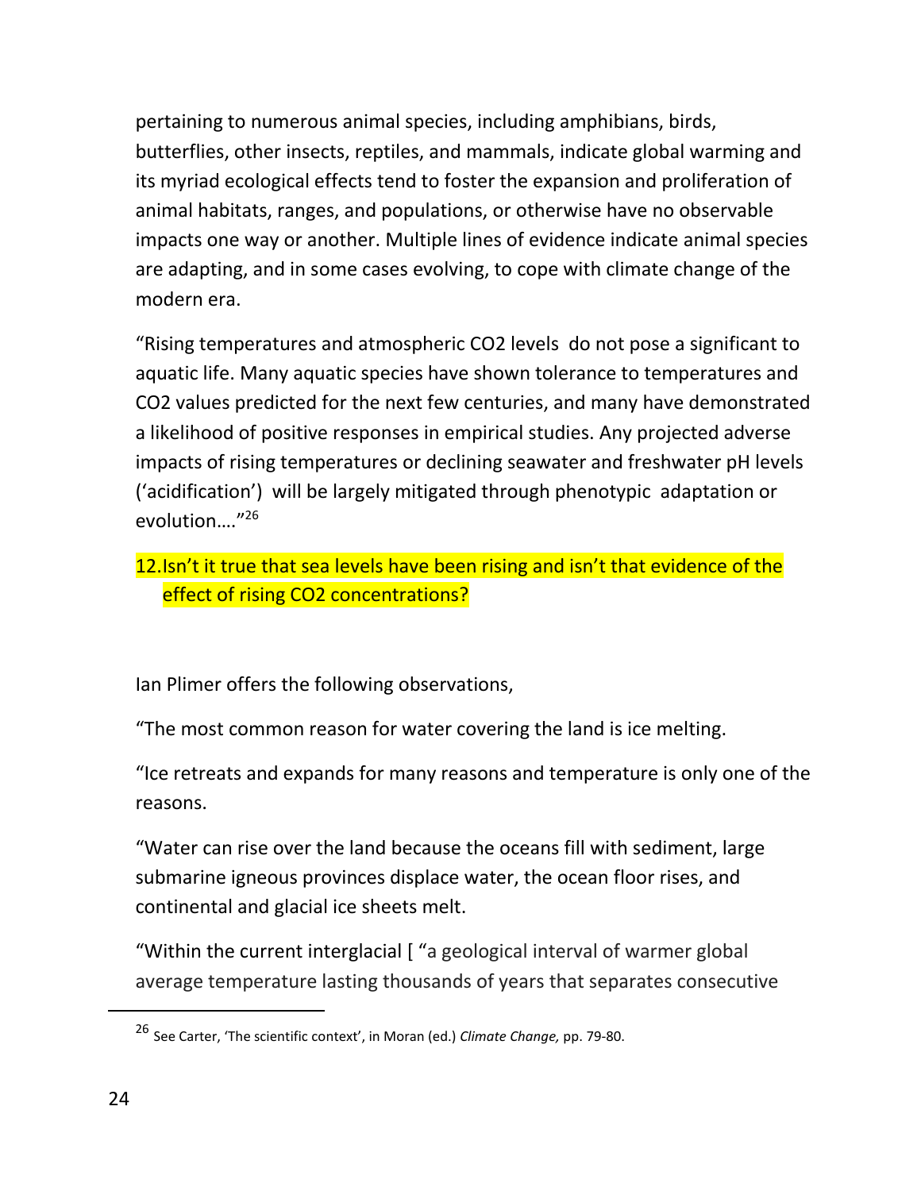pertaining to numerous animal species, including amphibians, birds, butterflies, other insects, reptiles, and mammals, indicate global warming and its myriad ecological effects tend to foster the expansion and proliferation of animal habitats, ranges, and populations, or otherwise have no observable impacts one way or another. Multiple lines of evidence indicate animal species are adapting, and in some cases evolving, to cope with climate change of the modern era.

"Rising temperatures and atmospheric $CO_2$ levels do not pose a significant to aquatic life. Many aquatic species have shown tolerance to temperatures and $CO_2$ values predicted for the next few centuries, and many have demonstrated a likelihood of positive responses in empirical studies. Any projected adverse impacts of rising temperatures or declining seawater and freshwater pH levels ('acidification') will be largely mitigated through phenotypic adaptation or evolution…."[26]

## 12. Isn't it true that sea levels have been rising and isn't that evidence of the effect of rising CO2 concentrations?

Ian Plimer offers the following observations,

"The most common reason for water covering the land is ice melting.

"Ice retreats and expands for many reasons and temperature is only one of the reasons.

"Water can rise over the land because the oceans fill with sediment, large submarine igneous provinces displace water, the ocean floor rises, and continental and glacial ice sheets melt.

"Within the current interglacial [ "a geological interval of warmer global average temperature lasting thousands of years that separates consecutive

---

[26] See Carter, 'The scientific context', in Moran (ed.) *Climate Change,* pp. 79-80.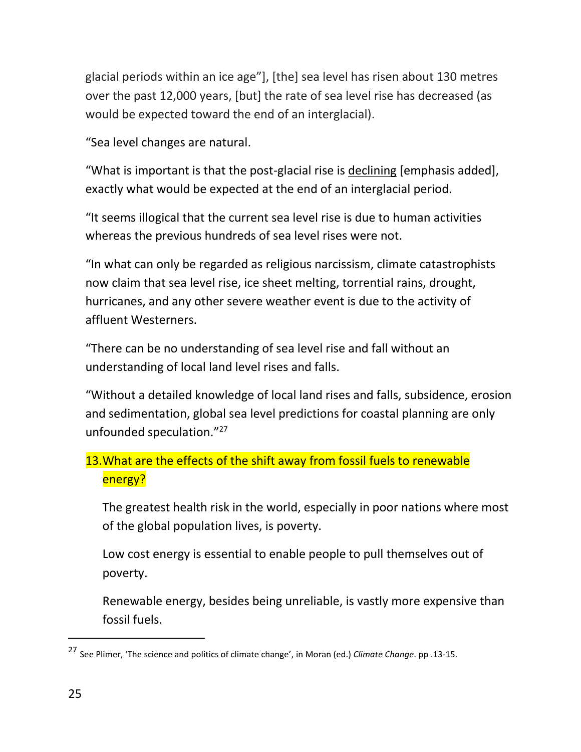glacial periods within an ice age"], [the] sea level has risen about 130 metres over the past 12,000 years, [but] the rate of sea level rise has decreased (as would be expected toward the end of an interglacial).

"Sea level changes are natural.

"What is important is that the post-glacial rise is <u>declining</u> [emphasis added], exactly what would be expected at the end of an interglacial period.

"It seems illogical that the current sea level rise is due to human activities whereas the previous hundreds of sea level rises were not.

"In what can only be regarded as religious narcissism, climate catastrophists now claim that sea level rise, ice sheet melting, torrential rains, drought, hurricanes, and any other severe weather event is due to the activity of affluent Westerners.

"There can be no understanding of sea level rise and fall without an understanding of local land level rises and falls.

"Without a detailed knowledge of local land rises and falls, subsidence, erosion and sedimentation, global sea level predictions for coastal planning are only unfounded speculation."[27]

13. What are the effects of the shift away from fossil fuels to renewable energy?

The greatest health risk in the world, especially in poor nations where most of the global population lives, is poverty.

Low cost energy is essential to enable people to pull themselves out of poverty.

Renewable energy, besides being unreliable, is vastly more expensive than fossil fuels.

---

[27] See Plimer, 'The science and politics of climate change', in Moran (ed.) *Climate Change*. pp .13-15.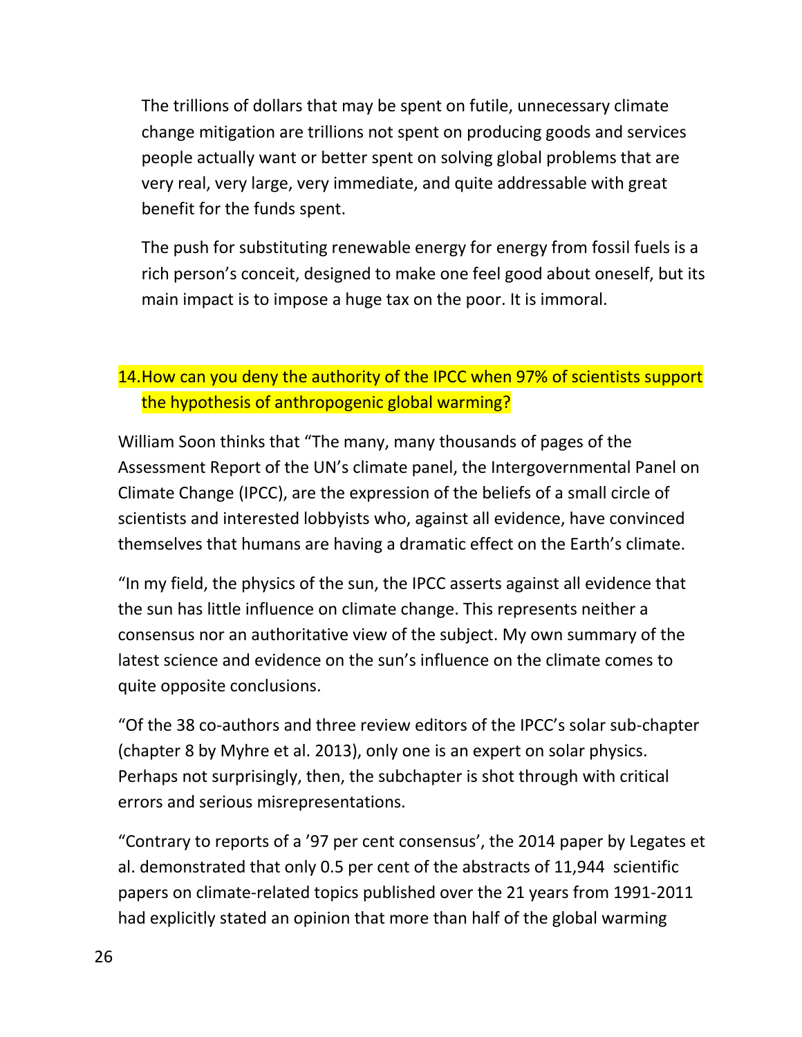The trillions of dollars that may be spent on futile, unnecessary climate change mitigation are trillions not spent on producing goods and services people actually want or better spent on solving global problems that are very real, very large, very immediate, and quite addressable with great benefit for the funds spent.

The push for substituting renewable energy for energy from fossil fuels is a rich person's conceit, designed to make one feel good about oneself, but its main impact is to impose a huge tax on the poor. It is immoral.

## 14. How can you deny the authority of the IPCC when 97% of scientists support the hypothesis of anthropogenic global warming?

William Soon thinks that "The many, many thousands of pages of the Assessment Report of the UN's climate panel, the Intergovernmental Panel on Climate Change (IPCC), are the expression of the beliefs of a small circle of scientists and interested lobbyists who, against all evidence, have convinced themselves that humans are having a dramatic effect on the Earth's climate.

"In my field, the physics of the sun, the IPCC asserts against all evidence that the sun has little influence on climate change. This represents neither a consensus nor an authoritative view of the subject. My own summary of the latest science and evidence on the sun's influence on the climate comes to quite opposite conclusions.

"Of the 38 co-authors and three review editors of the IPCC's solar sub-chapter (chapter 8 by Myhre et al. 2013), only one is an expert on solar physics. Perhaps not surprisingly, then, the subchapter is shot through with critical errors and serious misrepresentations.

"Contrary to reports of a '97 per cent consensus', the 2014 paper by Legates et al. demonstrated that only 0.5 per cent of the abstracts of 11,944 scientific papers on climate-related topics published over the 21 years from 1991-2011 had explicitly stated an opinion that more than half of the global warming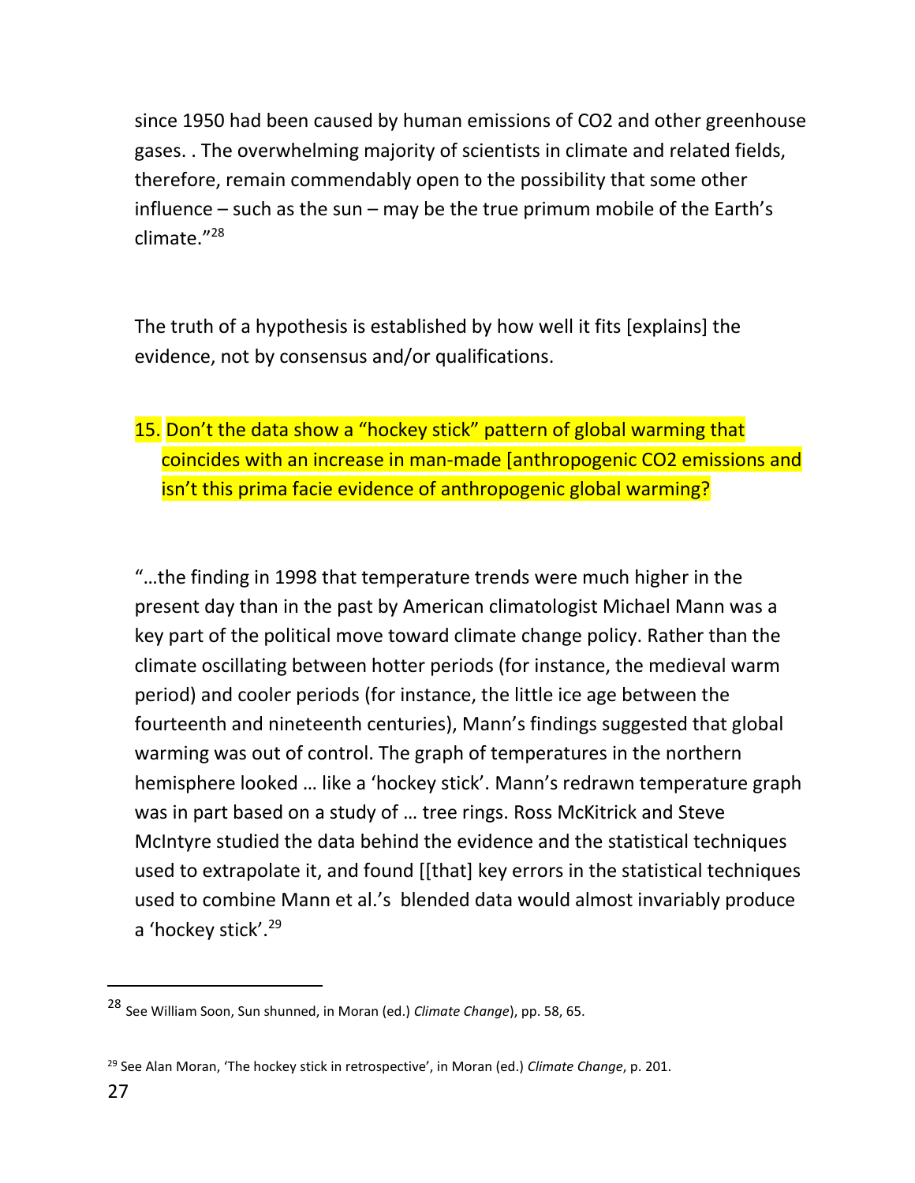since 1950 had been caused by human emissions of $CO_2$ and other greenhouse gases. . The overwhelming majority of scientists in climate and related fields, therefore, remain commendably open to the possibility that some other influence – such as the sun – may be the true primum mobile of the Earth's climate."[28]

The truth of a hypothesis is established by how well it fits [explains] the evidence, not by consensus and/or qualifications.

15. Don't the data show a "hockey stick" pattern of global warming that coincides with an increase in man-made [anthropogenic $CO_2$ emissions and isn't this prima facie evidence of anthropogenic global warming?

"…the finding in 1998 that temperature trends were much higher in the present day than in the past by American climatologist Michael Mann was a key part of the political move toward climate change policy. Rather than the climate oscillating between hotter periods (for instance, the medieval warm period) and cooler periods (for instance, the little ice age between the fourteenth and nineteenth centuries), Mann's findings suggested that global warming was out of control. The graph of temperatures in the northern hemisphere looked … like a 'hockey stick'. Mann's redrawn temperature graph was in part based on a study of … tree rings. Ross McKitrick and Steve McIntyre studied the data behind the evidence and the statistical techniques used to extrapolate it, and found [[that] key errors in the statistical techniques used to combine Mann et al.'s blended data would almost invariably produce a 'hockey stick'.[29]

---

[28] See William Soon, Sun shunned, in Moran (ed.) *Climate Change*), pp. 58, 65.

[29] See Alan Moran, 'The hockey stick in retrospective', in Moran (ed.) *Climate Change*, p. 201.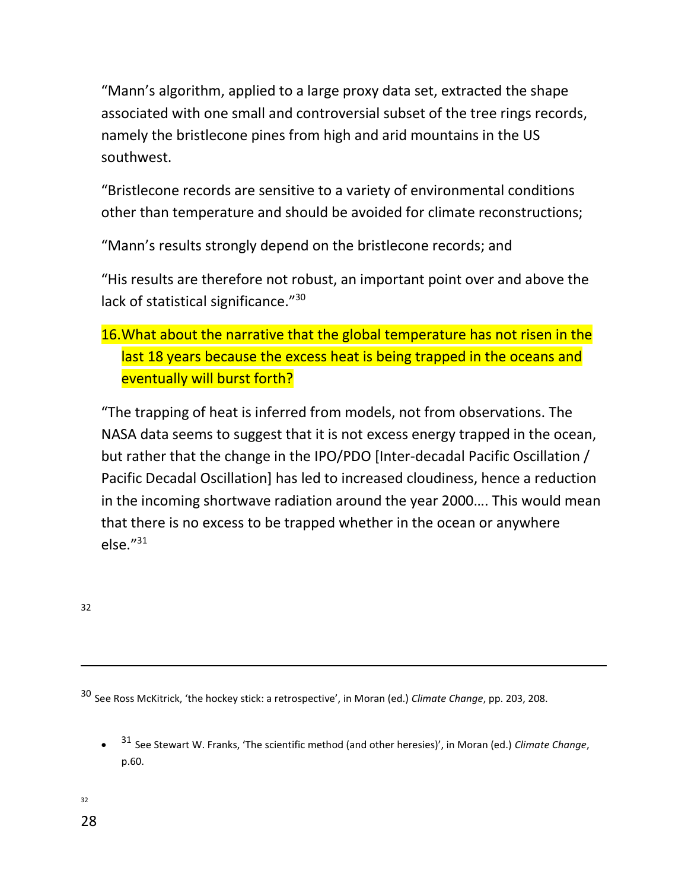"Mann's algorithm, applied to a large proxy data set, extracted the shape associated with one small and controversial subset of the tree rings records, namely the bristlecone pines from high and arid mountains in the US southwest.

"Bristlecone records are sensitive to a variety of environmental conditions other than temperature and should be avoided for climate reconstructions;

"Mann's results strongly depend on the bristlecone records; and

"His results are therefore not robust, an important point over and above the lack of statistical significance."[30]

16. What about the narrative that the global temperature has not risen in the last 18 years because the excess heat is being trapped in the oceans and eventually will burst forth?

"The trapping of heat is inferred from models, not from observations. The NASA data seems to suggest that it is not excess energy trapped in the ocean, but rather that the change in the IPO/PDO [Inter-decadal Pacific Oscillation / Pacific Decadal Oscillation] has led to increased cloudiness, hence a reduction in the incoming shortwave radiation around the year 2000…. This would mean that there is no excess to be trapped whether in the ocean or anywhere else."[31]

---

[30] See Ross McKitrick, 'the hockey stick: a retrospective', in Moran (ed.) *Climate Change*, pp. 203, 208.

- [31] See Stewart W. Franks, 'The scientific method (and other heresies)', in Moran (ed.) *Climate Change*, p.60.